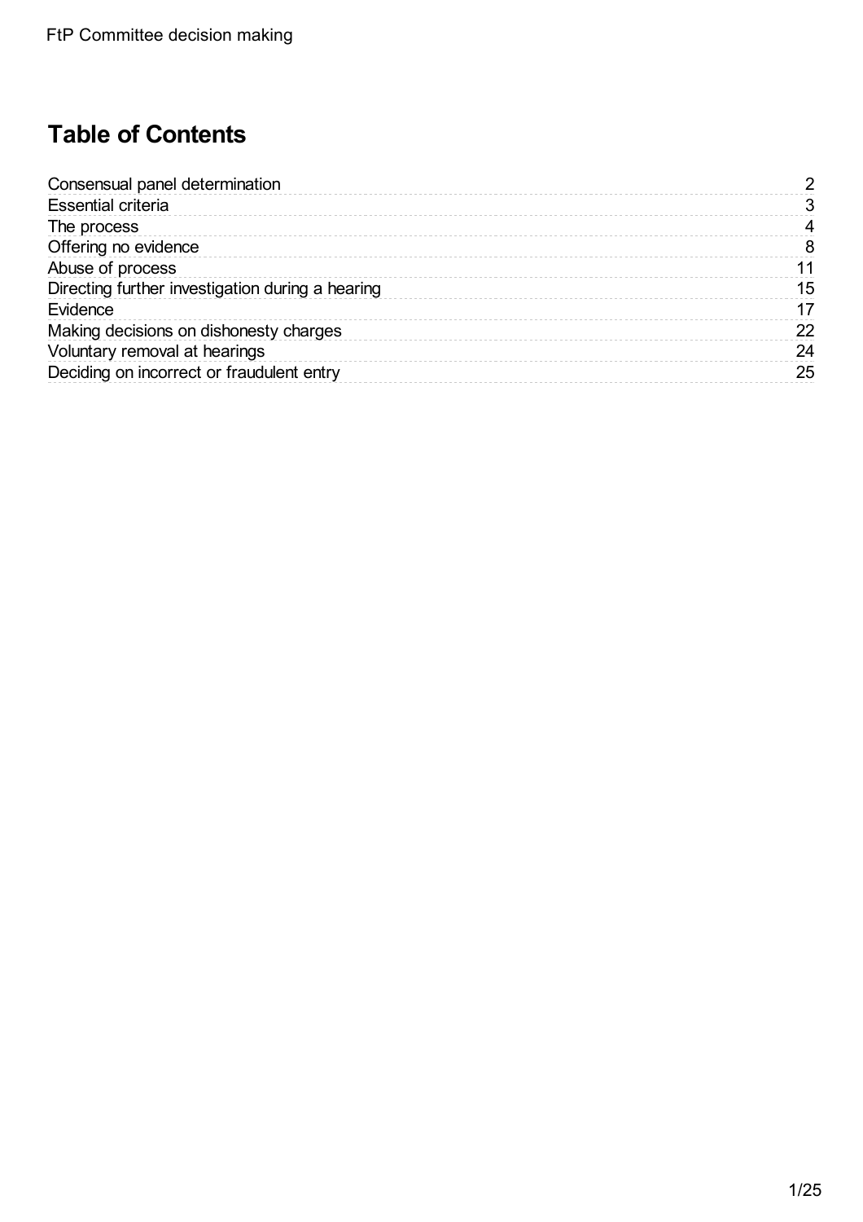# Table of Contents

| | |
|---|---|
| Consensual panel determination | 2 |
| Essential criteria | 3 |
| The process | 4 |
| Offering no evidence | 8 |
| Abuse of process | 11 |
| Directing further investigation during a hearing | 15 |
| Evidence | 17 |
| Making decisions on dishonesty charges | 22 |
| Voluntary removal at hearings | 24 |
| Deciding on incorrect or fraudulent entry | 25 |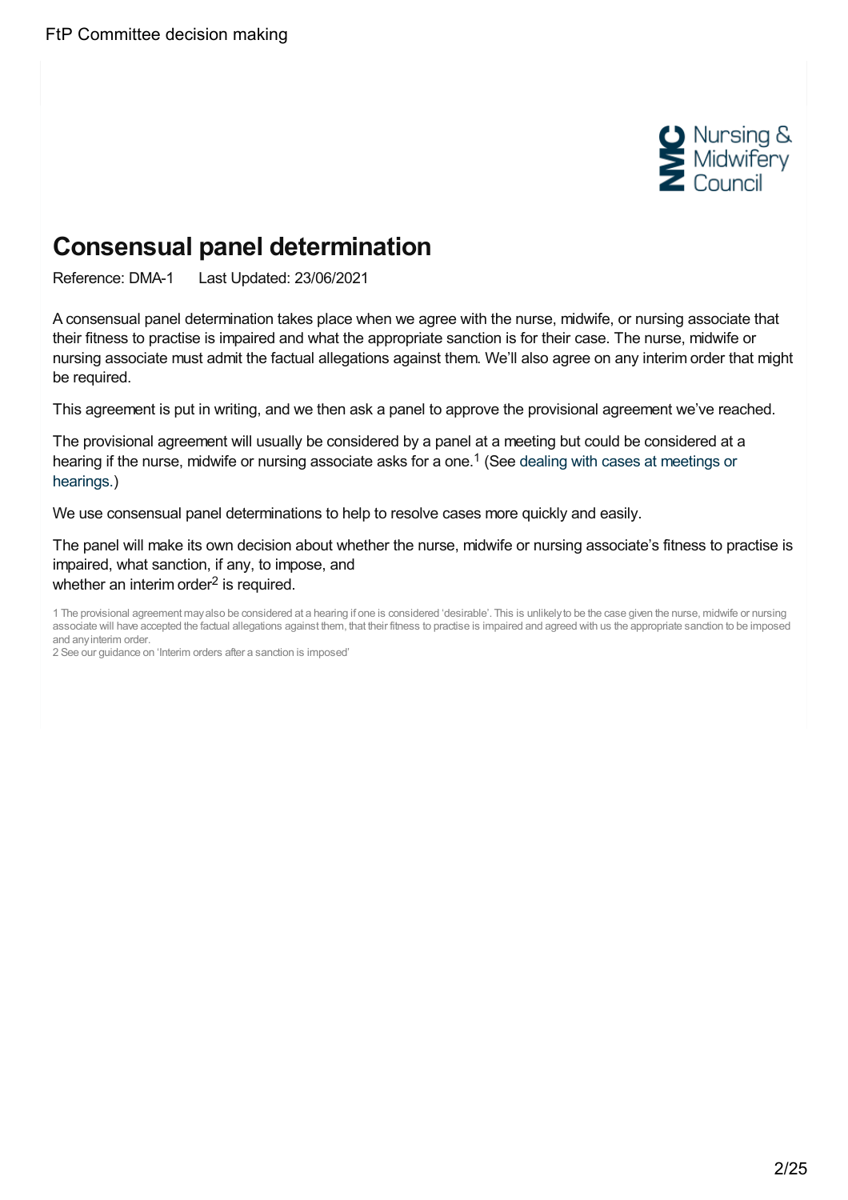# Consensual panel determination

Reference: DMA-1 Last Updated: 23/06/2021

A consensual panel determination takes place when we agree with the nurse, midwife, or nursing associate that their fitness to practise is impaired and what the appropriate sanction is for their case. The nurse, midwife or nursing associate must admit the factual allegations against them. We'll also agree on any interim order that might be required.

This agreement is put in writing, and we then ask a panel to approve the provisional agreement we've reached.

The provisional agreement will usually be considered by a panel at a meeting but could be considered at a hearing if the nurse, midwife or nursing associate asks for a one.[1] (See dealing with cases at meetings or hearings.)

We use consensual panel determinations to help to resolve cases more quickly and easily.

The panel will make its own decision about whether the nurse, midwife or nursing associate's fitness to practise is impaired, what sanction, if any, to impose, and whether an interim order[2] is required.

1 The provisional agreement may also be considered at a hearing if one is considered 'desirable'. This is unlikely to be the case given the nurse, midwife or nursing associate will have accepted the factual allegations against them, that their fitness to practise is impaired and agreed with us the appropriate sanction to be imposed and any interim order.

2 See our guidance on 'Interim orders after a sanction is imposed'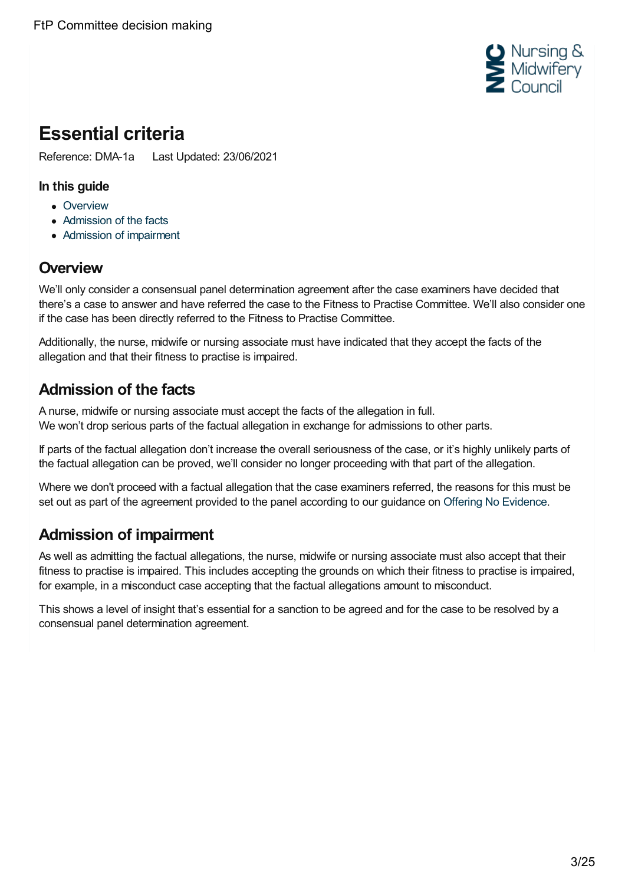# Essential criteria

Reference: DMA-1a Last Updated: 23/06/2021

### In this guide

- Overview
- Admission of the facts
- Admission of impairment

## Overview

We'll only consider a consensual panel determination agreement after the case examiners have decided that there's a case to answer and have referred the case to the Fitness to Practise Committee. We'll also consider one if the case has been directly referred to the Fitness to Practise Committee.

Additionally, the nurse, midwife or nursing associate must have indicated that they accept the facts of the allegation and that their fitness to practise is impaired.

## Admission of the facts

A nurse, midwife or nursing associate must accept the facts of the allegation in full.
We won't drop serious parts of the factual allegation in exchange for admissions to other parts.

If parts of the factual allegation don't increase the overall seriousness of the case, or it's highly unlikely parts of the factual allegation can be proved, we'll consider no longer proceeding with that part of the allegation.

Where we don't proceed with a factual allegation that the case examiners referred, the reasons for this must be set out as part of the agreement provided to the panel according to our guidance on Offering No Evidence.

## Admission of impairment

As well as admitting the factual allegations, the nurse, midwife or nursing associate must also accept that their fitness to practise is impaired. This includes accepting the grounds on which their fitness to practise is impaired, for example, in a misconduct case accepting that the factual allegations amount to misconduct.

This shows a level of insight that's essential for a sanction to be agreed and for the case to be resolved by a consensual panel determination agreement.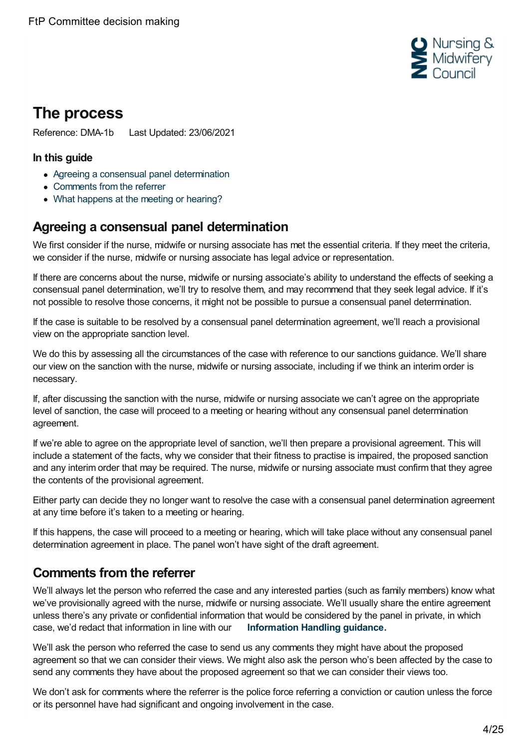## The process

Reference: DMA-1b Last Updated: 23/06/2021

### In this guide

- Agreeing a consensual panel determination
- Comments from the referrer
- What happens at the meeting or hearing?

## Agreeing a consensual panel determination

We first consider if the nurse, midwife or nursing associate has met the essential criteria. If they meet the criteria, we consider if the nurse, midwife or nursing associate has legal advice or representation.

If there are concerns about the nurse, midwife or nursing associate's ability to understand the effects of seeking a consensual panel determination, we'll try to resolve them, and may recommend that they seek legal advice. If it's not possible to resolve those concerns, it might not be possible to pursue a consensual panel determination.

If the case is suitable to be resolved by a consensual panel determination agreement, we'll reach a provisional view on the appropriate sanction level.

We do this by assessing all the circumstances of the case with reference to our sanctions guidance. We'll share our view on the sanction with the nurse, midwife or nursing associate, including if we think an interim order is necessary.

If, after discussing the sanction with the nurse, midwife or nursing associate we can't agree on the appropriate level of sanction, the case will proceed to a meeting or hearing without any consensual panel determination agreement.

If we're able to agree on the appropriate level of sanction, we'll then prepare a provisional agreement. This will include a statement of the facts, why we consider that their fitness to practise is impaired, the proposed sanction and any interim order that may be required. The nurse, midwife or nursing associate must confirm that they agree the contents of the provisional agreement.

Either party can decide they no longer want to resolve the case with a consensual panel determination agreement at any time before it's taken to a meeting or hearing.

If this happens, the case will proceed to a meeting or hearing, which will take place without any consensual panel determination agreement in place. The panel won't have sight of the draft agreement.

## Comments from the referrer

We'll always let the person who referred the case and any interested parties (such as family members) know what we've provisionally agreed with the nurse, midwife or nursing associate. We'll usually share the entire agreement unless there's any private or confidential information that would be considered by the panel in private, in which case, we'd redact that information in line with our **Information Handling guidance.**

We'll ask the person who referred the case to send us any comments they might have about the proposed agreement so that we can consider their views. We might also ask the person who's been affected by the case to send any comments they have about the proposed agreement so that we can consider their views too.

We don't ask for comments where the referrer is the police force referring a conviction or caution unless the force or its personnel have had significant and ongoing involvement in the case.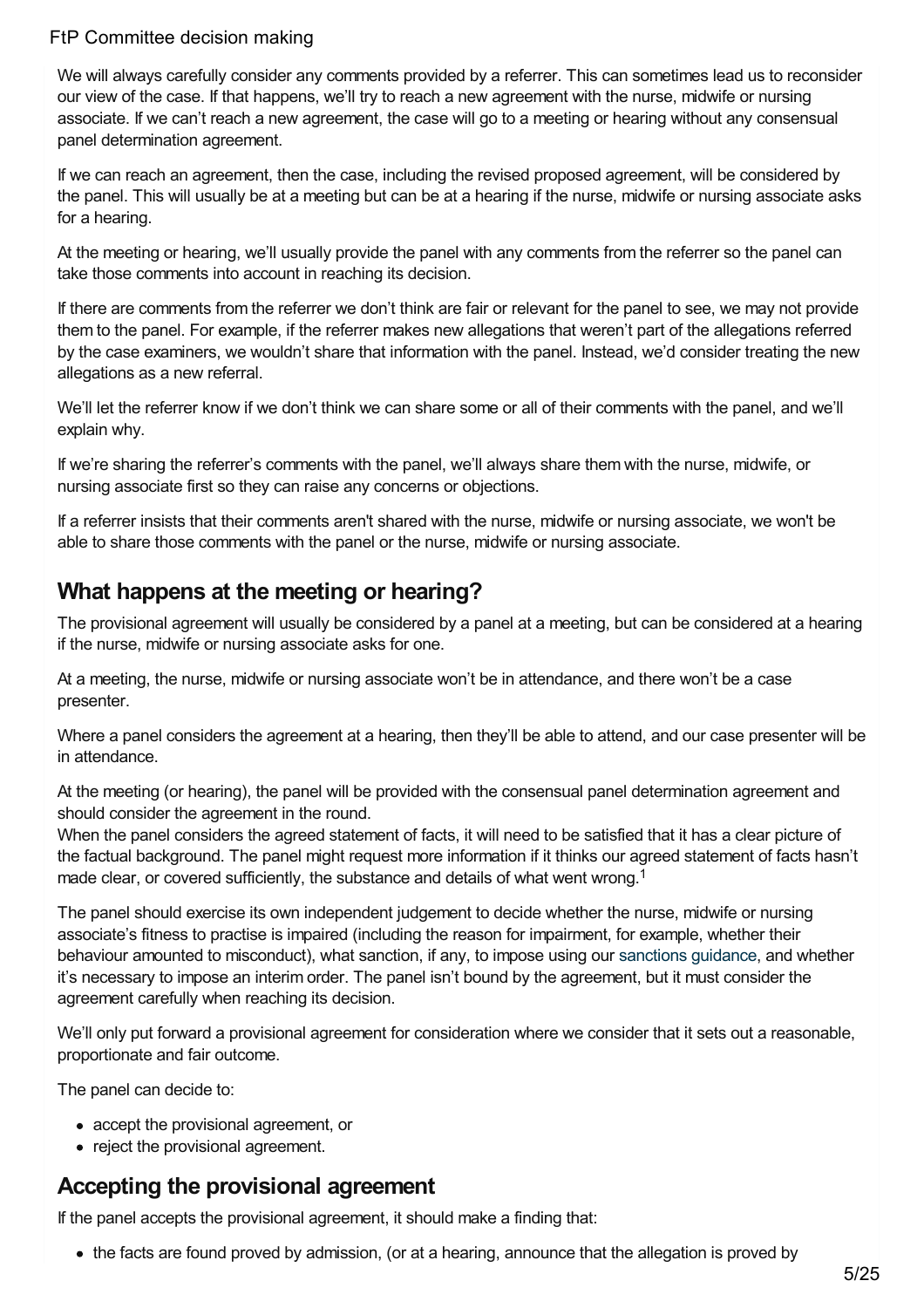We will always carefully consider any comments provided by a referrer. This can sometimes lead us to reconsider our view of the case. If that happens, we'll try to reach a new agreement with the nurse, midwife or nursing associate. If we can't reach a new agreement, the case will go to a meeting or hearing without any consensual panel determination agreement.

If we can reach an agreement, then the case, including the revised proposed agreement, will be considered by the panel. This will usually be at a meeting but can be at a hearing if the nurse, midwife or nursing associate asks for a hearing.

At the meeting or hearing, we'll usually provide the panel with any comments from the referrer so the panel can take those comments into account in reaching its decision.

If there are comments from the referrer we don't think are fair or relevant for the panel to see, we may not provide them to the panel. For example, if the referrer makes new allegations that weren't part of the allegations referred by the case examiners, we wouldn't share that information with the panel. Instead, we'd consider treating the new allegations as a new referral.

We'll let the referrer know if we don't think we can share some or all of their comments with the panel, and we'll explain why.

If we're sharing the referrer's comments with the panel, we'll always share them with the nurse, midwife, or nursing associate first so they can raise any concerns or objections.

If a referrer insists that their comments aren't shared with the nurse, midwife or nursing associate, we won't be able to share those comments with the panel or the nurse, midwife or nursing associate.

## What happens at the meeting or hearing?

The provisional agreement will usually be considered by a panel at a meeting, but can be considered at a hearing if the nurse, midwife or nursing associate asks for one.

At a meeting, the nurse, midwife or nursing associate won't be in attendance, and there won't be a case presenter.

Where a panel considers the agreement at a hearing, then they'll be able to attend, and our case presenter will be in attendance.

At the meeting (or hearing), the panel will be provided with the consensual panel determination agreement and should consider the agreement in the round.
When the panel considers the agreed statement of facts, it will need to be satisfied that it has a clear picture of the factual background. The panel might request more information if it thinks our agreed statement of facts hasn't made clear, or covered sufficiently, the substance and details of what went wrong.[1]

The panel should exercise its own independent judgement to decide whether the nurse, midwife or nursing associate's fitness to practise is impaired (including the reason for impairment, for example, whether their behaviour amounted to misconduct), what sanction, if any, to impose using our sanctions guidance, and whether it's necessary to impose an interim order. The panel isn't bound by the agreement, but it must consider the agreement carefully when reaching its decision.

We'll only put forward a provisional agreement for consideration where we consider that it sets out a reasonable, proportionate and fair outcome.

The panel can decide to:

- accept the provisional agreement, or
- reject the provisional agreement.

## Accepting the provisional agreement

If the panel accepts the provisional agreement, it should make a finding that:

- the facts are found proved by admission, (or at a hearing, announce that the allegation is proved by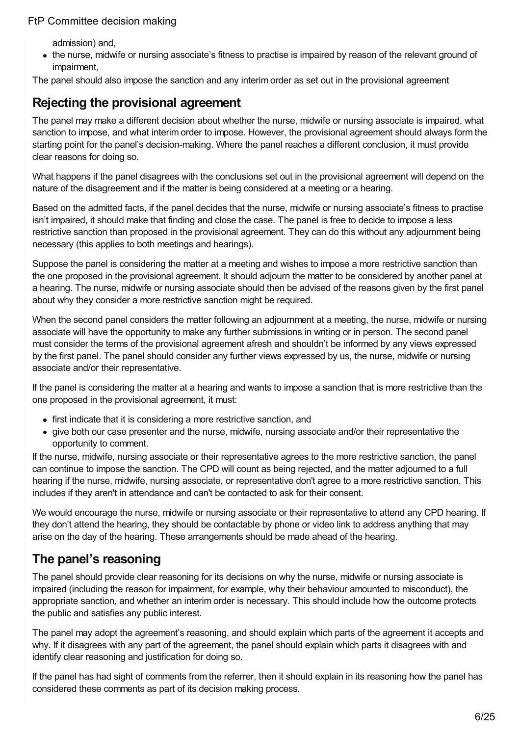admission) and,

- the nurse, midwife or nursing associate's fitness to practise is impaired by reason of the relevant ground of impairment,

The panel should also impose the sanction and any interim order as set out in the provisional agreement

## Rejecting the provisional agreement

The panel may make a different decision about whether the nurse, midwife or nursing associate is impaired, what sanction to impose, and what interim order to impose. However, the provisional agreement should always form the starting point for the panel's decision-making. Where the panel reaches a different conclusion, it must provide clear reasons for doing so.

What happens if the panel disagrees with the conclusions set out in the provisional agreement will depend on the nature of the disagreement and if the matter is being considered at a meeting or a hearing.

Based on the admitted facts, if the panel decides that the nurse, midwife or nursing associate's fitness to practise isn't impaired, it should make that finding and close the case. The panel is free to decide to impose a less restrictive sanction than proposed in the provisional agreement. They can do this without any adjournment being necessary (this applies to both meetings and hearings).

Suppose the panel is considering the matter at a meeting and wishes to impose a more restrictive sanction than the one proposed in the provisional agreement. It should adjourn the matter to be considered by another panel at a hearing. The nurse, midwife or nursing associate should then be advised of the reasons given by the first panel about why they consider a more restrictive sanction might be required.

When the second panel considers the matter following an adjournment at a meeting, the nurse, midwife or nursing associate will have the opportunity to make any further submissions in writing or in person. The second panel must consider the terms of the provisional agreement afresh and shouldn't be informed by any views expressed by the first panel. The panel should consider any further views expressed by us, the nurse, midwife or nursing associate and/or their representative.

If the panel is considering the matter at a hearing and wants to impose a sanction that is more restrictive than the one proposed in the provisional agreement, it must:

- first indicate that it is considering a more restrictive sanction, and
- give both our case presenter and the nurse, midwife, nursing associate and/or their representative the opportunity to comment.

If the nurse, midwife, nursing associate or their representative agrees to the more restrictive sanction, the panel can continue to impose the sanction. The CPD will count as being rejected, and the matter adjourned to a full hearing if the nurse, midwife, nursing associate, or representative don't agree to a more restrictive sanction. This includes if they aren't in attendance and can't be contacted to ask for their consent.

We would encourage the nurse, midwife or nursing associate or their representative to attend any CPD hearing. If they don't attend the hearing, they should be contactable by phone or video link to address anything that may arise on the day of the hearing. These arrangements should be made ahead of the hearing.

## The panel's reasoning

The panel should provide clear reasoning for its decisions on why the nurse, midwife or nursing associate is impaired (including the reason for impairment, for example, why their behaviour amounted to misconduct), the appropriate sanction, and whether an interim order is necessary. This should include how the outcome protects the public and satisfies any public interest.

The panel may adopt the agreement's reasoning, and should explain which parts of the agreement it accepts and why. If it disagrees with any part of the agreement, the panel should explain which parts it disagrees with and identify clear reasoning and justification for doing so.

If the panel has had sight of comments from the referrer, then it should explain in its reasoning how the panel has considered these comments as part of its decision making process.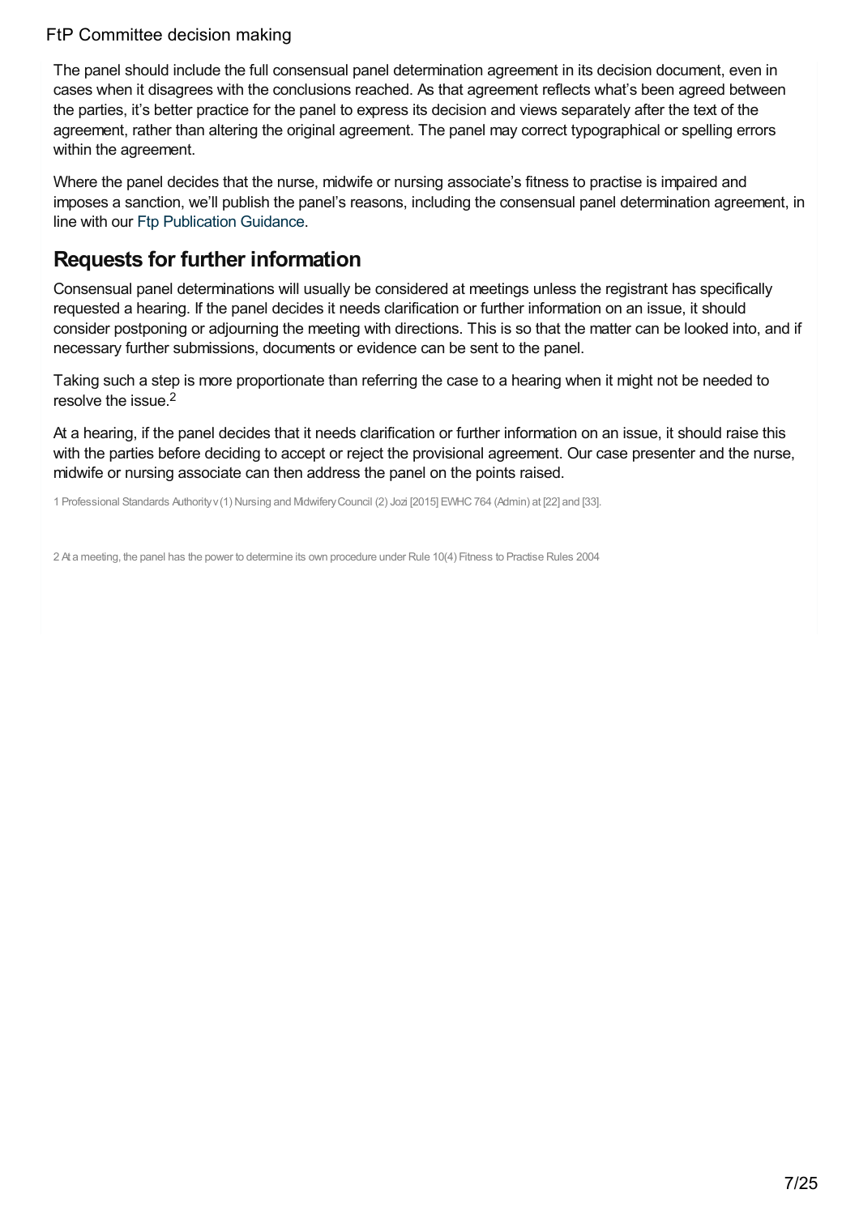The panel should include the full consensual panel determination agreement in its decision document, even in cases when it disagrees with the conclusions reached. As that agreement reflects what's been agreed between the parties, it's better practice for the panel to express its decision and views separately after the text of the agreement, rather than altering the original agreement. The panel may correct typographical or spelling errors within the agreement.

Where the panel decides that the nurse, midwife or nursing associate's fitness to practise is impaired and imposes a sanction, we'll publish the panel's reasons, including the consensual panel determination agreement, in line with our Ftp Publication Guidance.

## Requests for further information

Consensual panel determinations will usually be considered at meetings unless the registrant has specifically requested a hearing. If the panel decides it needs clarification or further information on an issue, it should consider postponing or adjourning the meeting with directions. This is so that the matter can be looked into, and if necessary further submissions, documents or evidence can be sent to the panel.

Taking such a step is more proportionate than referring the case to a hearing when it might not be needed to resolve the issue.[2]

At a hearing, if the panel decides that it needs clarification or further information on an issue, it should raise this with the parties before deciding to accept or reject the provisional agreement. Our case presenter and the nurse, midwife or nursing associate can then address the panel on the points raised.

1 Professional Standards Authority v (1) Nursing and Midwifery Council (2) Jozi [2015] EWHC 764 (Admin) at [22] and [33].

2 At a meeting, the panel has the power to determine its own procedure under Rule 10(4) Fitness to Practise Rules 2004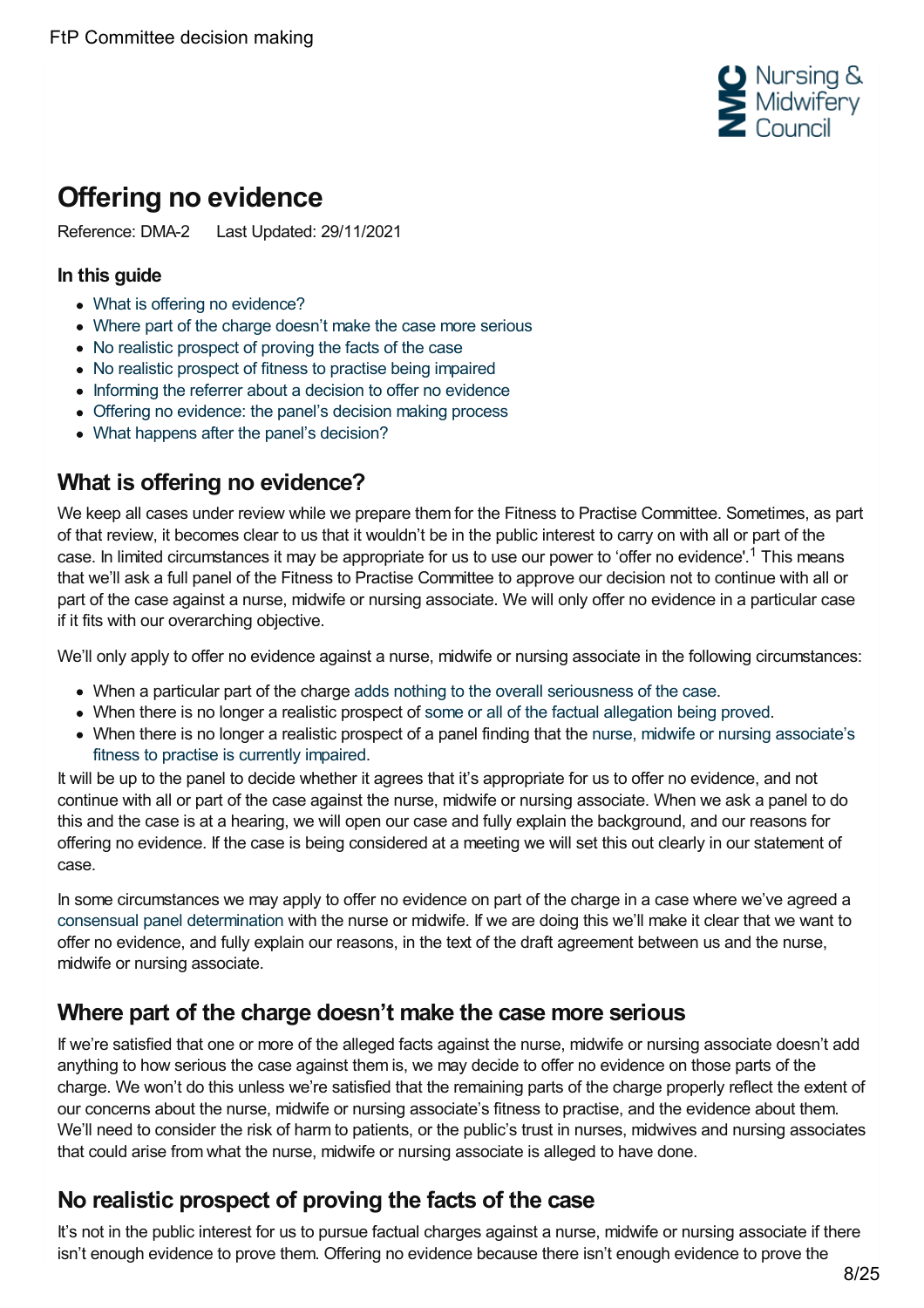# Offering no evidence

Reference: DMA-2 Last Updated: 29/11/2021

### In this guide

- What is offering no evidence?
- Where part of the charge doesn't make the case more serious
- No realistic prospect of proving the facts of the case
- No realistic prospect of fitness to practise being impaired
- Informing the referrer about a decision to offer no evidence
- Offering no evidence: the panel's decision making process
- What happens after the panel's decision?

## What is offering no evidence?

We keep all cases under review while we prepare them for the Fitness to Practise Committee. Sometimes, as part of that review, it becomes clear to us that it wouldn't be in the public interest to carry on with all or part of the case. In limited circumstances it may be appropriate for us to use our power to 'offer no evidence'.[1] This means that we'll ask a full panel of the Fitness to Practise Committee to approve our decision not to continue with all or part of the case against a nurse, midwife or nursing associate. We will only offer no evidence in a particular case if it fits with our overarching objective.

We'll only apply to offer no evidence against a nurse, midwife or nursing associate in the following circumstances:

- When a particular part of the charge adds nothing to the overall seriousness of the case.
- When there is no longer a realistic prospect of some or all of the factual allegation being proved.
- When there is no longer a realistic prospect of a panel finding that the nurse, midwife or nursing associate's fitness to practise is currently impaired.

It will be up to the panel to decide whether it agrees that it's appropriate for us to offer no evidence, and not continue with all or part of the case against the nurse, midwife or nursing associate. When we ask a panel to do this and the case is at a hearing, we will open our case and fully explain the background, and our reasons for offering no evidence. If the case is being considered at a meeting we will set this out clearly in our statement of case.

In some circumstances we may apply to offer no evidence on part of the charge in a case where we've agreed a consensual panel determination with the nurse or midwife. If we are doing this we'll make it clear that we want to offer no evidence, and fully explain our reasons, in the text of the draft agreement between us and the nurse, midwife or nursing associate.

## Where part of the charge doesn't make the case more serious

If we're satisfied that one or more of the alleged facts against the nurse, midwife or nursing associate doesn't add anything to how serious the case against them is, we may decide to offer no evidence on those parts of the charge. We won't do this unless we're satisfied that the remaining parts of the charge properly reflect the extent of our concerns about the nurse, midwife or nursing associate's fitness to practise, and the evidence about them. We'll need to consider the risk of harm to patients, or the public's trust in nurses, midwives and nursing associates that could arise from what the nurse, midwife or nursing associate is alleged to have done.

## No realistic prospect of proving the facts of the case

It's not in the public interest for us to pursue factual charges against a nurse, midwife or nursing associate if there isn't enough evidence to prove them. Offering no evidence because there isn't enough evidence to prove the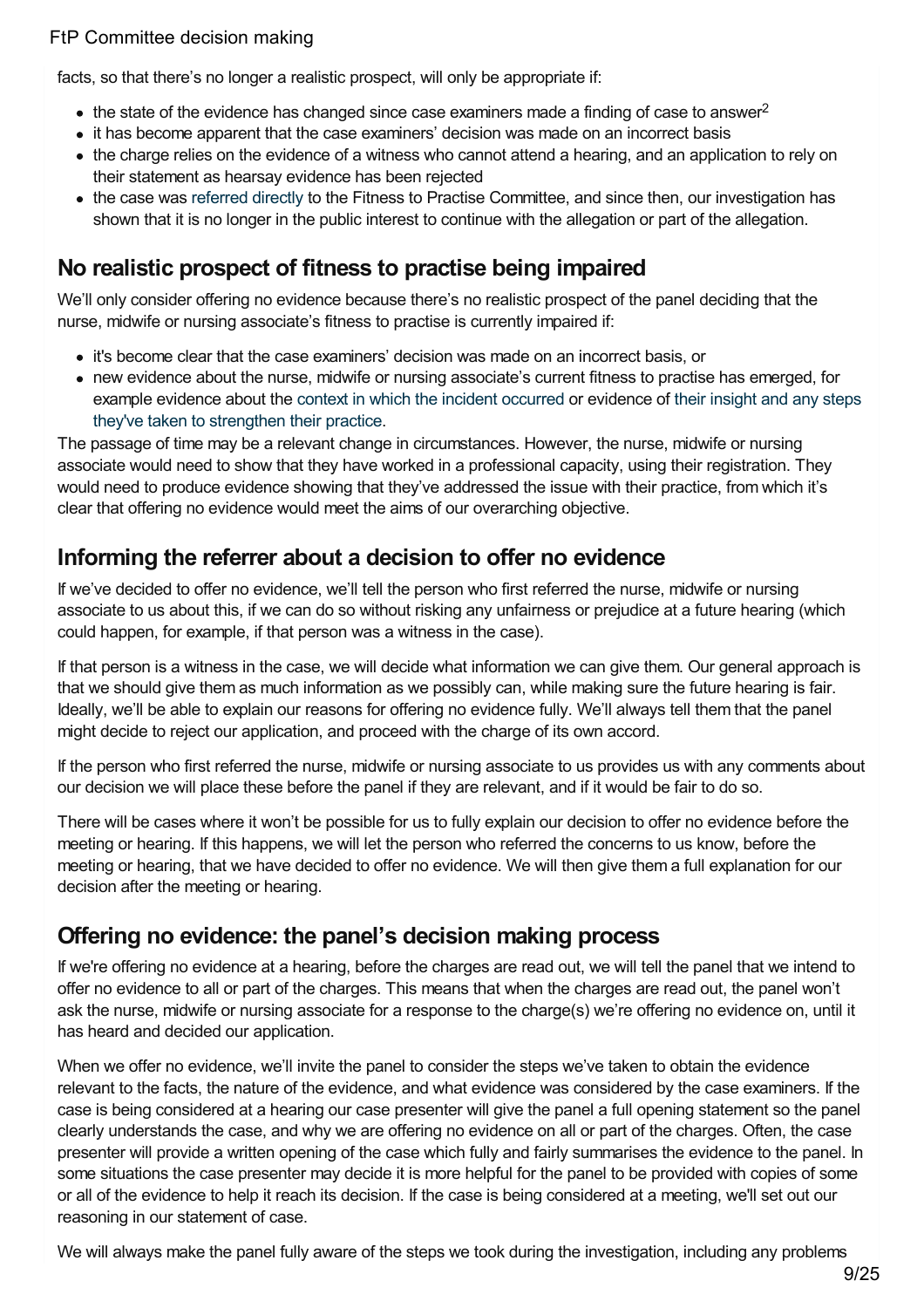facts, so that there's no longer a realistic prospect, will only be appropriate if:

- the state of the evidence has changed since case examiners made a finding of case to answer[2]
- it has become apparent that the case examiners' decision was made on an incorrect basis
- the charge relies on the evidence of a witness who cannot attend a hearing, and an application to rely on their statement as hearsay evidence has been rejected
- the case was referred directly to the Fitness to Practise Committee, and since then, our investigation has shown that it is no longer in the public interest to continue with the allegation or part of the allegation.

## No realistic prospect of fitness to practise being impaired

We'll only consider offering no evidence because there's no realistic prospect of the panel deciding that the nurse, midwife or nursing associate's fitness to practise is currently impaired if:

- it's become clear that the case examiners' decision was made on an incorrect basis, or
- new evidence about the nurse, midwife or nursing associate's current fitness to practise has emerged, for example evidence about the context in which the incident occurred or evidence of their insight and any steps they've taken to strengthen their practice.

The passage of time may be a relevant change in circumstances. However, the nurse, midwife or nursing associate would need to show that they have worked in a professional capacity, using their registration. They would need to produce evidence showing that they've addressed the issue with their practice, from which it's clear that offering no evidence would meet the aims of our overarching objective.

## Informing the referrer about a decision to offer no evidence

If we've decided to offer no evidence, we'll tell the person who first referred the nurse, midwife or nursing associate to us about this, if we can do so without risking any unfairness or prejudice at a future hearing (which could happen, for example, if that person was a witness in the case).

If that person is a witness in the case, we will decide what information we can give them. Our general approach is that we should give them as much information as we possibly can, while making sure the future hearing is fair. Ideally, we'll be able to explain our reasons for offering no evidence fully. We'll always tell them that the panel might decide to reject our application, and proceed with the charge of its own accord.

If the person who first referred the nurse, midwife or nursing associate to us provides us with any comments about our decision we will place these before the panel if they are relevant, and if it would be fair to do so.

There will be cases where it won't be possible for us to fully explain our decision to offer no evidence before the meeting or hearing. If this happens, we will let the person who referred the concerns to us know, before the meeting or hearing, that we have decided to offer no evidence. We will then give them a full explanation for our decision after the meeting or hearing.

## Offering no evidence: the panel's decision making process

If we're offering no evidence at a hearing, before the charges are read out, we will tell the panel that we intend to offer no evidence to all or part of the charges. This means that when the charges are read out, the panel won't ask the nurse, midwife or nursing associate for a response to the charge(s) we're offering no evidence on, until it has heard and decided our application.

When we offer no evidence, we'll invite the panel to consider the steps we've taken to obtain the evidence relevant to the facts, the nature of the evidence, and what evidence was considered by the case examiners. If the case is being considered at a hearing our case presenter will give the panel a full opening statement so the panel clearly understands the case, and why we are offering no evidence on all or part of the charges. Often, the case presenter will provide a written opening of the case which fully and fairly summarises the evidence to the panel. In some situations the case presenter may decide it is more helpful for the panel to be provided with copies of some or all of the evidence to help it reach its decision. If the case is being considered at a meeting, we'll set out our reasoning in our statement of case.

We will always make the panel fully aware of the steps we took during the investigation, including any problems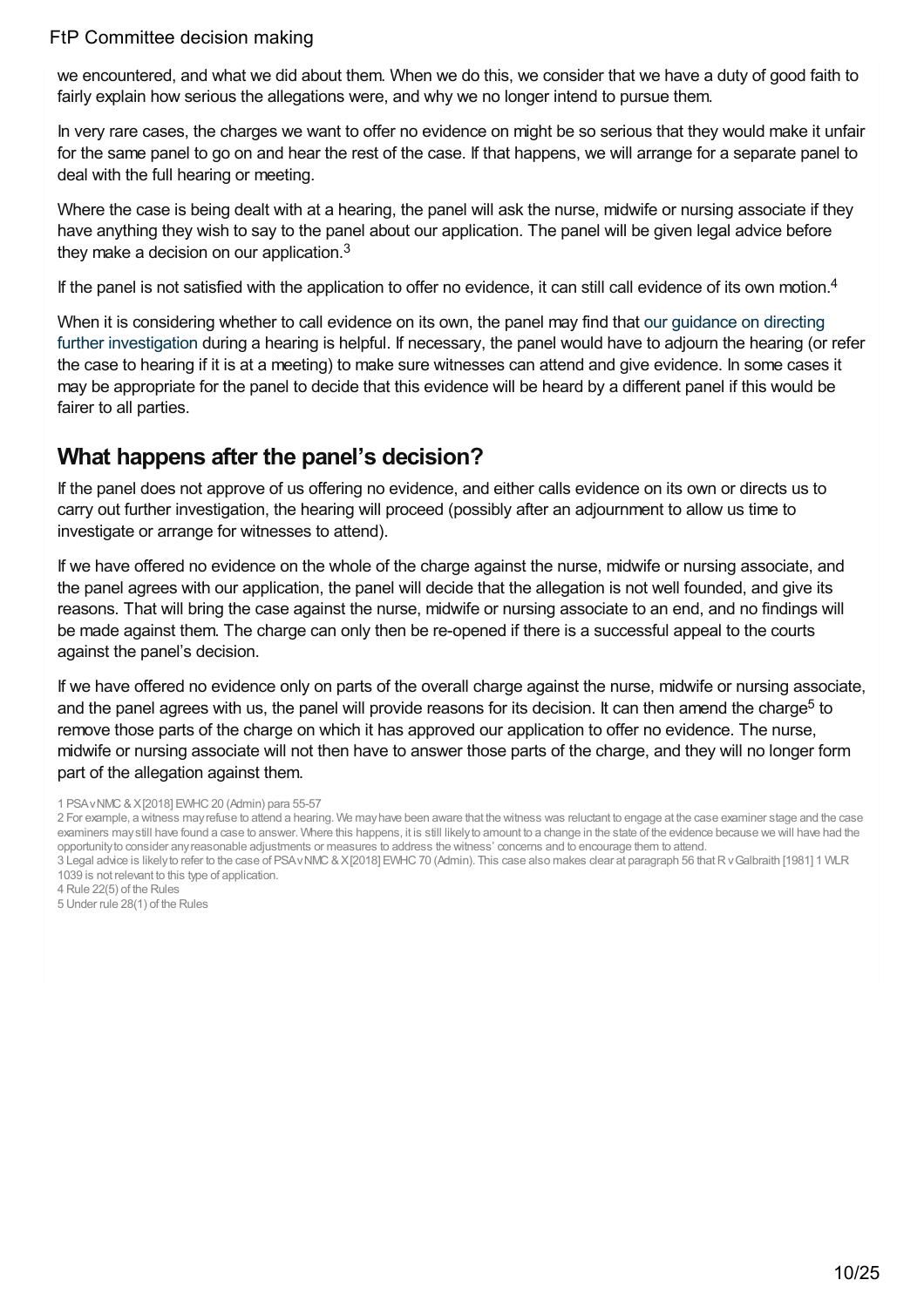we encountered, and what we did about them. When we do this, we consider that we have a duty of good faith to fairly explain how serious the allegations were, and why we no longer intend to pursue them.

In very rare cases, the charges we want to offer no evidence on might be so serious that they would make it unfair for the same panel to go on and hear the rest of the case. If that happens, we will arrange for a separate panel to deal with the full hearing or meeting.

Where the case is being dealt with at a hearing, the panel will ask the nurse, midwife or nursing associate if they have anything they wish to say to the panel about our application. The panel will be given legal advice before they make a decision on our application.[3]

If the panel is not satisfied with the application to offer no evidence, it can still call evidence of its own motion.[4]

When it is considering whether to call evidence on its own, the panel may find that our guidance on directing further investigation during a hearing is helpful. If necessary, the panel would have to adjourn the hearing (or refer the case to hearing if it is at a meeting) to make sure witnesses can attend and give evidence. In some cases it may be appropriate for the panel to decide that this evidence will be heard by a different panel if this would be fairer to all parties.

## What happens after the panel's decision?

If the panel does not approve of us offering no evidence, and either calls evidence on its own or directs us to carry out further investigation, the hearing will proceed (possibly after an adjournment to allow us time to investigate or arrange for witnesses to attend).

If we have offered no evidence on the whole of the charge against the nurse, midwife or nursing associate, and the panel agrees with our application, the panel will decide that the allegation is not well founded, and give its reasons. That will bring the case against the nurse, midwife or nursing associate to an end, and no findings will be made against them. The charge can only then be re-opened if there is a successful appeal to the courts against the panel's decision.

If we have offered no evidence only on parts of the overall charge against the nurse, midwife or nursing associate, and the panel agrees with us, the panel will provide reasons for its decision. It can then amend the charge[5] to remove those parts of the charge on which it has approved our application to offer no evidence. The nurse, midwife or nursing associate will not then have to answer those parts of the charge, and they will no longer form part of the allegation against them.

1 PSA v NMC & X [2018] EWHC 20 (Admin) para 55-57

2 For example, a witness may refuse to attend a hearing. We may have been aware that the witness was reluctant to engage at the case examiner stage and the case examiners may still have found a case to answer. Where this happens, it is still likely to amount to a change in the state of the evidence because we will have had the opportunity to consider any reasonable adjustments or measures to address the witness' concerns and to encourage them to attend.

3 Legal advice is likely to refer to the case of PSA v NMC & X [2018] EWHC 70 (Admin). This case also makes clear at paragraph 56 that R v Galbraith [1981] 1 WLR 1039 is not relevant to this type of application.

4 Rule 22(5) of the Rules

5 Under rule 28(1) of the Rules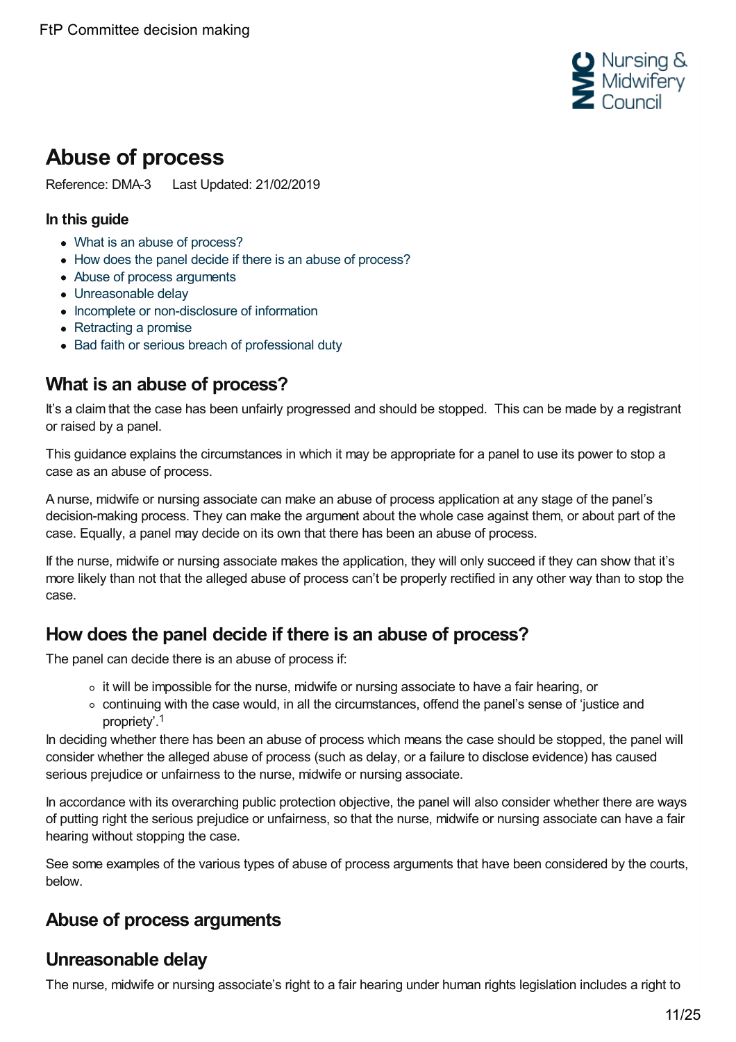# Abuse of process

Reference: DMA-3 Last Updated: 21/02/2019

### In this guide

- What is an abuse of process?
- How does the panel decide if there is an abuse of process?
- Abuse of process arguments
- Unreasonable delay
- Incomplete or non-disclosure of information
- Retracting a promise
- Bad faith or serious breach of professional duty

## What is an abuse of process?

It's a claim that the case has been unfairly progressed and should be stopped. This can be made by a registrant or raised by a panel.

This guidance explains the circumstances in which it may be appropriate for a panel to use its power to stop a case as an abuse of process.

A nurse, midwife or nursing associate can make an abuse of process application at any stage of the panel's decision-making process. They can make the argument about the whole case against them, or about part of the case. Equally, a panel may decide on its own that there has been an abuse of process.

If the nurse, midwife or nursing associate makes the application, they will only succeed if they can show that it's more likely than not that the alleged abuse of process can't be properly rectified in any other way than to stop the case.

## How does the panel decide if there is an abuse of process?

The panel can decide there is an abuse of process if:

- it will be impossible for the nurse, midwife or nursing associate to have a fair hearing, or
- continuing with the case would, in all the circumstances, offend the panel's sense of 'justice and propriety'.[1]

In deciding whether there has been an abuse of process which means the case should be stopped, the panel will consider whether the alleged abuse of process (such as delay, or a failure to disclose evidence) has caused serious prejudice or unfairness to the nurse, midwife or nursing associate.

In accordance with its overarching public protection objective, the panel will also consider whether there are ways of putting right the serious prejudice or unfairness, so that the nurse, midwife or nursing associate can have a fair hearing without stopping the case.

See some examples of the various types of abuse of process arguments that have been considered by the courts, below.

## Abuse of process arguments

## Unreasonable delay

The nurse, midwife or nursing associate's right to a fair hearing under human rights legislation includes a right to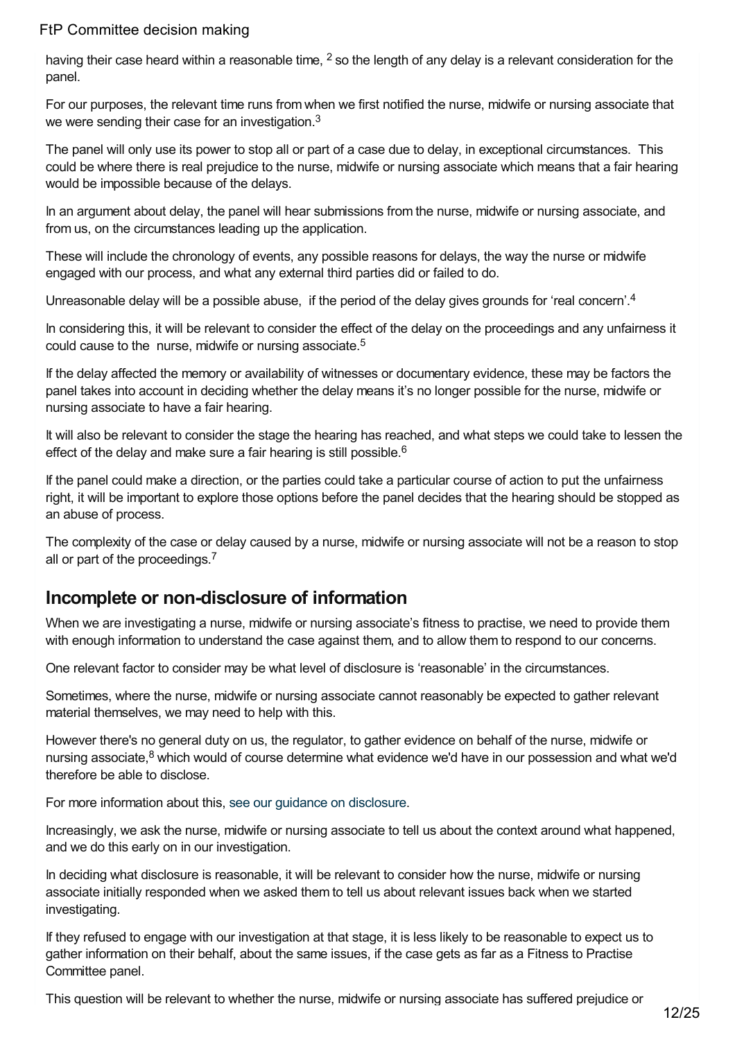having their case heard within a reasonable time, [2] so the length of any delay is a relevant consideration for the panel.

For our purposes, the relevant time runs from when we first notified the nurse, midwife or nursing associate that we were sending their case for an investigation.[3]

The panel will only use its power to stop all or part of a case due to delay, in exceptional circumstances. This could be where there is real prejudice to the nurse, midwife or nursing associate which means that a fair hearing would be impossible because of the delays.

In an argument about delay, the panel will hear submissions from the nurse, midwife or nursing associate, and from us, on the circumstances leading up the application.

These will include the chronology of events, any possible reasons for delays, the way the nurse or midwife engaged with our process, and what any external third parties did or failed to do.

Unreasonable delay will be a possible abuse, if the period of the delay gives grounds for 'real concern'.[4]

In considering this, it will be relevant to consider the effect of the delay on the proceedings and any unfairness it could cause to the nurse, midwife or nursing associate.[5]

If the delay affected the memory or availability of witnesses or documentary evidence, these may be factors the panel takes into account in deciding whether the delay means it's no longer possible for the nurse, midwife or nursing associate to have a fair hearing.

It will also be relevant to consider the stage the hearing has reached, and what steps we could take to lessen the effect of the delay and make sure a fair hearing is still possible.[6]

If the panel could make a direction, or the parties could take a particular course of action to put the unfairness right, it will be important to explore those options before the panel decides that the hearing should be stopped as an abuse of process.

The complexity of the case or delay caused by a nurse, midwife or nursing associate will not be a reason to stop all or part of the proceedings.[7]

## Incomplete or non-disclosure of information

When we are investigating a nurse, midwife or nursing associate's fitness to practise, we need to provide them with enough information to understand the case against them, and to allow them to respond to our concerns.

One relevant factor to consider may be what level of disclosure is 'reasonable' in the circumstances.

Sometimes, where the nurse, midwife or nursing associate cannot reasonably be expected to gather relevant material themselves, we may need to help with this.

However there's no general duty on us, the regulator, to gather evidence on behalf of the nurse, midwife or nursing associate,[8] which would of course determine what evidence we'd have in our possession and what we'd therefore be able to disclose.

For more information about this, see our guidance on disclosure.

Increasingly, we ask the nurse, midwife or nursing associate to tell us about the context around what happened, and we do this early on in our investigation.

In deciding what disclosure is reasonable, it will be relevant to consider how the nurse, midwife or nursing associate initially responded when we asked them to tell us about relevant issues back when we started investigating.

If they refused to engage with our investigation at that stage, it is less likely to be reasonable to expect us to gather information on their behalf, about the same issues, if the case gets as far as a Fitness to Practise Committee panel.

This question will be relevant to whether the nurse, midwife or nursing associate has suffered prejudice or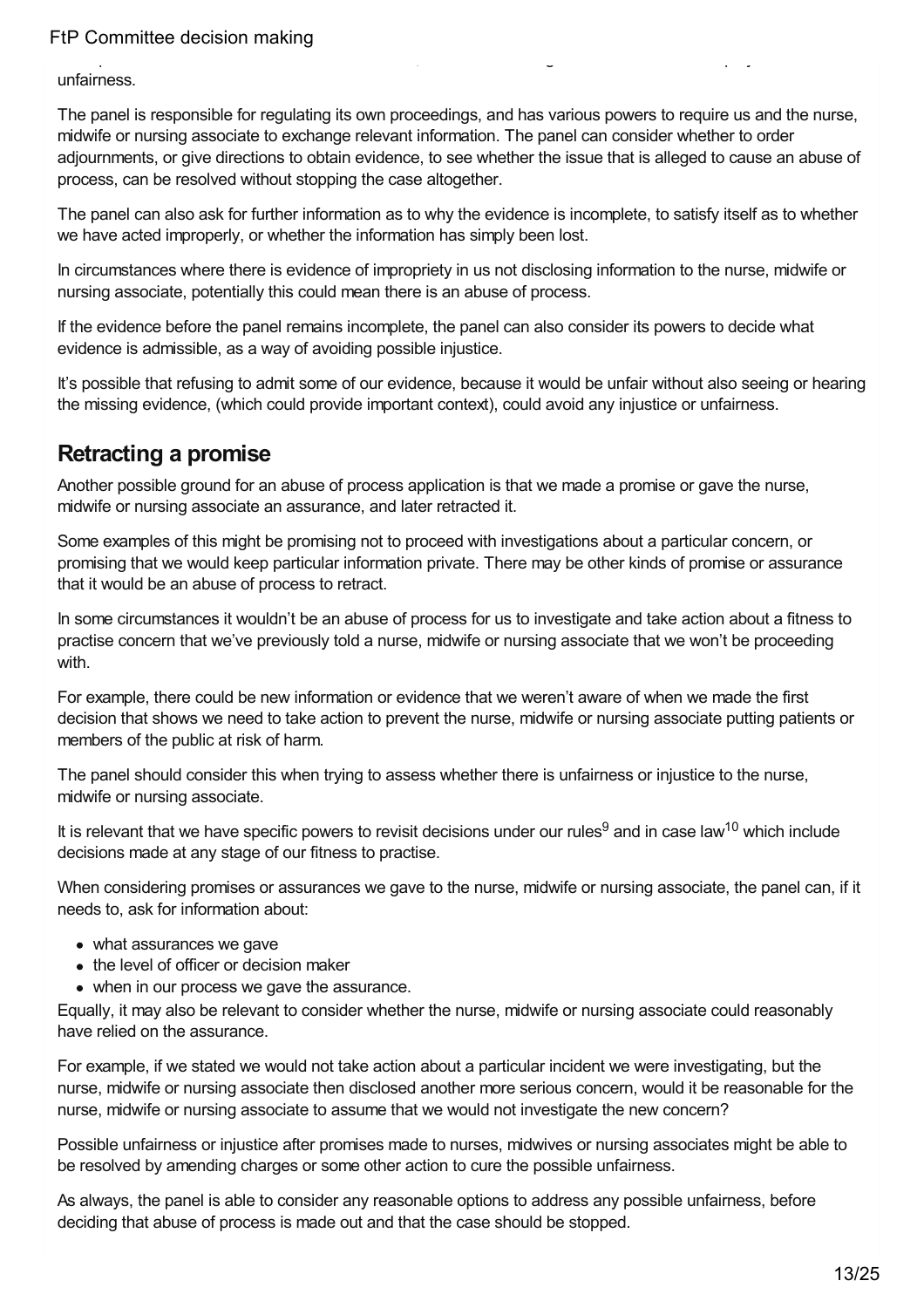unfairness.

The panel is responsible for regulating its own proceedings, and has various powers to require us and the nurse, midwife or nursing associate to exchange relevant information. The panel can consider whether to order adjournments, or give directions to obtain evidence, to see whether the issue that is alleged to cause an abuse of process, can be resolved without stopping the case altogether.

The panel can also ask for further information as to why the evidence is incomplete, to satisfy itself as to whether we have acted improperly, or whether the information has simply been lost.

In circumstances where there is evidence of impropriety in us not disclosing information to the nurse, midwife or nursing associate, potentially this could mean there is an abuse of process.

If the evidence before the panel remains incomplete, the panel can also consider its powers to decide what evidence is admissible, as a way of avoiding possible injustice.

It's possible that refusing to admit some of our evidence, because it would be unfair without also seeing or hearing the missing evidence, (which could provide important context), could avoid any injustice or unfairness.

## Retracting a promise

Another possible ground for an abuse of process application is that we made a promise or gave the nurse, midwife or nursing associate an assurance, and later retracted it.

Some examples of this might be promising not to proceed with investigations about a particular concern, or promising that we would keep particular information private. There may be other kinds of promise or assurance that it would be an abuse of process to retract.

In some circumstances it wouldn't be an abuse of process for us to investigate and take action about a fitness to practise concern that we've previously told a nurse, midwife or nursing associate that we won't be proceeding with.

For example, there could be new information or evidence that we weren't aware of when we made the first decision that shows we need to take action to prevent the nurse, midwife or nursing associate putting patients or members of the public at risk of harm.

The panel should consider this when trying to assess whether there is unfairness or injustice to the nurse, midwife or nursing associate.

It is relevant that we have specific powers to revisit decisions under our rules[9] and in case law[10] which include decisions made at any stage of our fitness to practise.

When considering promises or assurances we gave to the nurse, midwife or nursing associate, the panel can, if it needs to, ask for information about:

- what assurances we gave
- the level of officer or decision maker
- when in our process we gave the assurance.

Equally, it may also be relevant to consider whether the nurse, midwife or nursing associate could reasonably have relied on the assurance.

For example, if we stated we would not take action about a particular incident we were investigating, but the nurse, midwife or nursing associate then disclosed another more serious concern, would it be reasonable for the nurse, midwife or nursing associate to assume that we would not investigate the new concern?

Possible unfairness or injustice after promises made to nurses, midwives or nursing associates might be able to be resolved by amending charges or some other action to cure the possible unfairness.

As always, the panel is able to consider any reasonable options to address any possible unfairness, before deciding that abuse of process is made out and that the case should be stopped.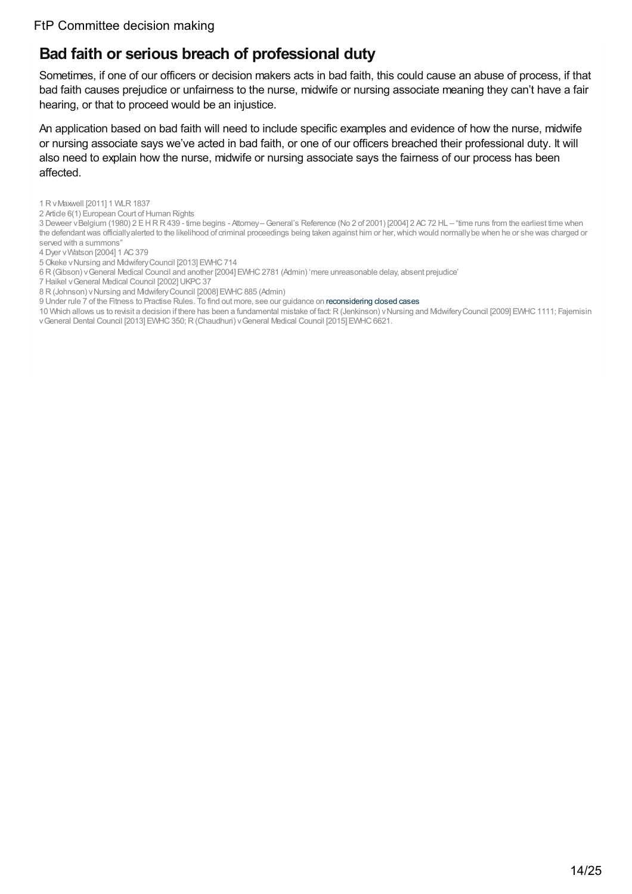## Bad faith or serious breach of professional duty

Sometimes, if one of our officers or decision makers acts in bad faith, this could cause an abuse of process, if that bad faith causes prejudice or unfairness to the nurse, midwife or nursing associate meaning they can't have a fair hearing, or that to proceed would be an injustice.

An application based on bad faith will need to include specific examples and evidence of how the nurse, midwife or nursing associate says we've acted in bad faith, or one of our officers breached their professional duty. It will also need to explain how the nurse, midwife or nursing associate says the fairness of our process has been affected.

1 R v Maxwell [2011] 1 WLR 1837

2 Article 6(1) European Court of Human Rights

3 Deweer v Belgium (1980) 2 E H R R 439 - time begins - Attorney – General's Reference (No 2 of 2001) [2004] 2 AC 72 HL – "time runs from the earliest time when the defendant was officially alerted to the likelihood of criminal proceedings being taken against him or her, which would normally be when he or she was charged or served with a summons"

4 Dyer v Watson [2004] 1 AC 379

5 Okeke v Nursing and Midwifery Council [2013] EWHC 714

6 R (Gibson) v General Medical Council and another [2004] EWHC 2781 (Admin) 'mere unreasonable delay, absent prejudice'

7 Haikel v General Medical Council [2002] UKPC 37

8 R (Johnson) v Nursing and Midwifery Council [2008] EWHC 885 (Admin)

9 Under rule 7 of the Fitness to Practise Rules. To find out more, see our guidance on reconsidering closed cases

10 Which allows us to revisit a decision if there has been a fundamental mistake of fact: R (Jenkinson) v Nursing and Midwifery Council [2009] EWHC 1111; Fajemisin v General Dental Council [2013] EWHC 350; R (Chaudhuri) v General Medical Council [2015] EWHC 6621.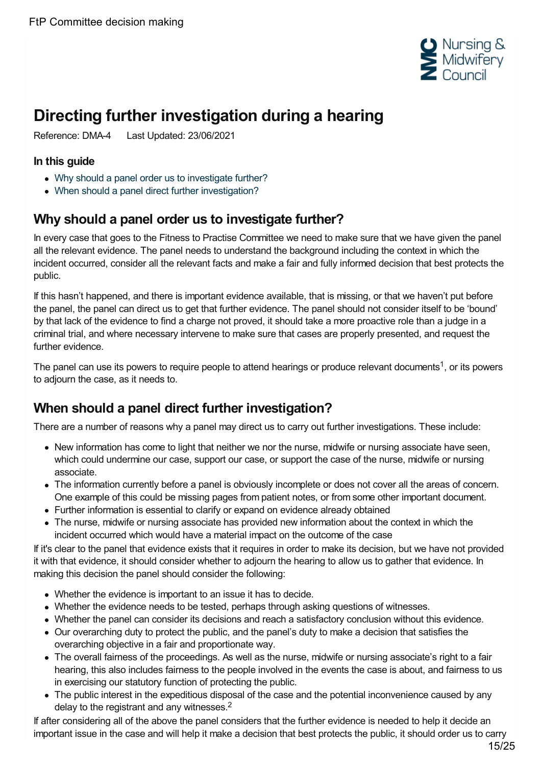# Directing further investigation during a hearing

Reference: DMA-4 Last Updated: 23/06/2021

### In this guide

- Why should a panel order us to investigate further?
- When should a panel direct further investigation?

## Why should a panel order us to investigate further?

In every case that goes to the Fitness to Practise Committee we need to make sure that we have given the panel all the relevant evidence. The panel needs to understand the background including the context in which the incident occurred, consider all the relevant facts and make a fair and fully informed decision that best protects the public.

If this hasn't happened, and there is important evidence available, that is missing, or that we haven't put before the panel, the panel can direct us to get that further evidence. The panel should not consider itself to be 'bound' by that lack of the evidence to find a charge not proved, it should take a more proactive role than a judge in a criminal trial, and where necessary intervene to make sure that cases are properly presented, and request the further evidence.

The panel can use its powers to require people to attend hearings or produce relevant documents[1], or its powers to adjourn the case, as it needs to.

## When should a panel direct further investigation?

There are a number of reasons why a panel may direct us to carry out further investigations. These include:

- New information has come to light that neither we nor the nurse, midwife or nursing associate have seen, which could undermine our case, support our case, or support the case of the nurse, midwife or nursing associate.
- The information currently before a panel is obviously incomplete or does not cover all the areas of concern. One example of this could be missing pages from patient notes, or from some other important document.
- Further information is essential to clarify or expand on evidence already obtained
- The nurse, midwife or nursing associate has provided new information about the context in which the incident occurred which would have a material impact on the outcome of the case

If it's clear to the panel that evidence exists that it requires in order to make its decision, but we have not provided it with that evidence, it should consider whether to adjourn the hearing to allow us to gather that evidence. In making this decision the panel should consider the following:

- Whether the evidence is important to an issue it has to decide.
- Whether the evidence needs to be tested, perhaps through asking questions of witnesses.
- Whether the panel can consider its decisions and reach a satisfactory conclusion without this evidence.
- Our overarching duty to protect the public, and the panel's duty to make a decision that satisfies the overarching objective in a fair and proportionate way.
- The overall fairness of the proceedings. As well as the nurse, midwife or nursing associate's right to a fair hearing, this also includes fairness to the people involved in the events the case is about, and fairness to us in exercising our statutory function of protecting the public.
- The public interest in the expeditious disposal of the case and the potential inconvenience caused by any delay to the registrant and any witnesses.[2]

If after considering all of the above the panel considers that the further evidence is needed to help it decide an important issue in the case and will help it make a decision that best protects the public, it should order us to carry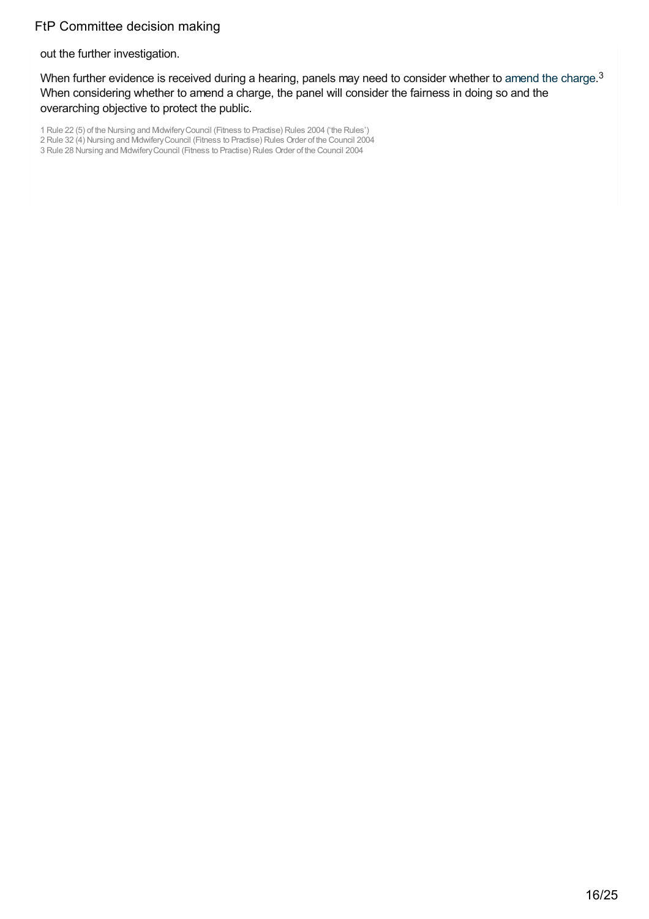out the further investigation.

When further evidence is received during a hearing, panels may need to consider whether to amend the charge.[3] When considering whether to amend a charge, the panel will consider the fairness in doing so and the overarching objective to protect the public.

1 Rule 22 (5) of the Nursing and Midwifery Council (Fitness to Practise) Rules 2004 ('the Rules')
2 Rule 32 (4) Nursing and Midwifery Council (Fitness to Practise) Rules Order of the Council 2004
3 Rule 28 Nursing and Midwifery Council (Fitness to Practise) Rules Order of the Council 2004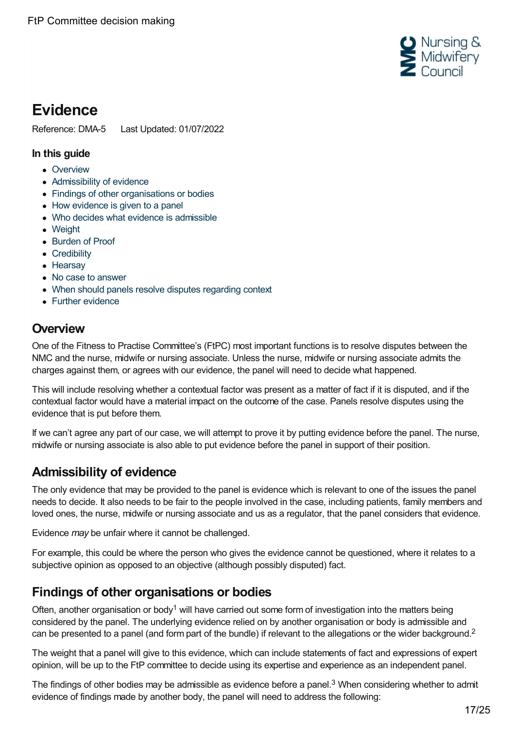# Evidence

Reference: DMA-5 Last Updated: 01/07/2022

### In this guide

- Overview
- Admissibility of evidence
- Findings of other organisations or bodies
- How evidence is given to a panel
- Who decides what evidence is admissible
- Weight
- Burden of Proof
- Credibility
- Hearsay
- No case to answer
- When should panels resolve disputes regarding context
- Further evidence

## Overview

One of the Fitness to Practise Committee's (FtPC) most important functions is to resolve disputes between the NMC and the nurse, midwife or nursing associate. Unless the nurse, midwife or nursing associate admits the charges against them, or agrees with our evidence, the panel will need to decide what happened.

This will include resolving whether a contextual factor was present as a matter of fact if it is disputed, and if the contextual factor would have a material impact on the outcome of the case. Panels resolve disputes using the evidence that is put before them.

If we can't agree any part of our case, we will attempt to prove it by putting evidence before the panel. The nurse, midwife or nursing associate is also able to put evidence before the panel in support of their position.

## Admissibility of evidence

The only evidence that may be provided to the panel is evidence which is relevant to one of the issues the panel needs to decide. It also needs to be fair to the people involved in the case, including patients, family members and loved ones, the nurse, midwife or nursing associate and us as a regulator, that the panel considers that evidence.

Evidence *may* be unfair where it cannot be challenged.

For example, this could be where the person who gives the evidence cannot be questioned, where it relates to a subjective opinion as opposed to an objective (although possibly disputed) fact.

## Findings of other organisations or bodies

Often, another organisation or body[1] will have carried out some form of investigation into the matters being considered by the panel. The underlying evidence relied on by another organisation or body is admissible and can be presented to a panel (and form part of the bundle) if relevant to the allegations or the wider background.[2]

The weight that a panel will give to this evidence, which can include statements of fact and expressions of expert opinion, will be up to the FtP committee to decide using its expertise and experience as an independent panel.

The findings of other bodies may be admissible as evidence before a panel.[3] When considering whether to admit evidence of findings made by another body, the panel will need to address the following: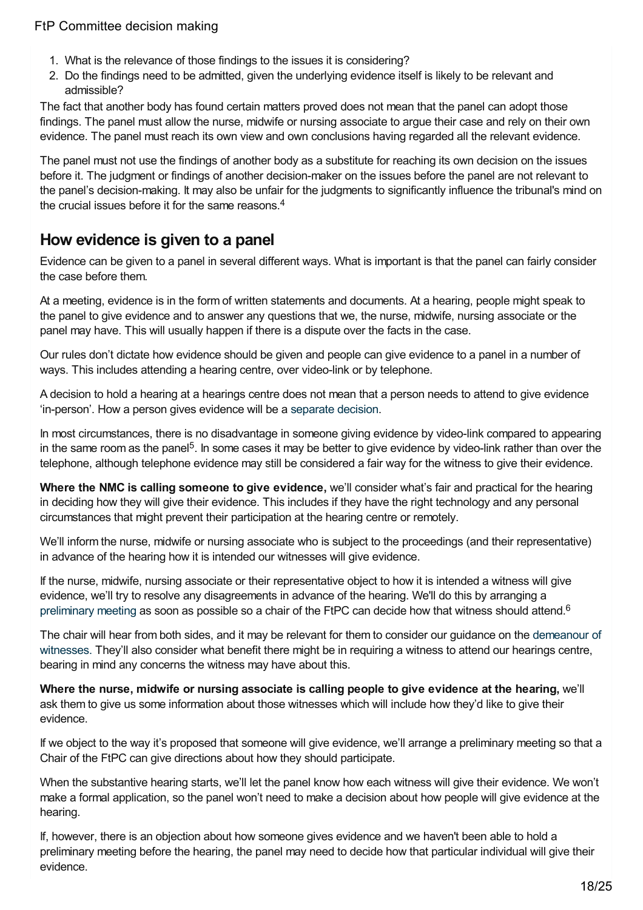1. What is the relevance of those findings to the issues it is considering?
2. Do the findings need to be admitted, given the underlying evidence itself is likely to be relevant and admissible?

The fact that another body has found certain matters proved does not mean that the panel can adopt those findings. The panel must allow the nurse, midwife or nursing associate to argue their case and rely on their own evidence. The panel must reach its own view and own conclusions having regarded all the relevant evidence.

The panel must not use the findings of another body as a substitute for reaching its own decision on the issues before it. The judgment or findings of another decision-maker on the issues before the panel are not relevant to the panel's decision-making. It may also be unfair for the judgments to significantly influence the tribunal's mind on the crucial issues before it for the same reasons.[4]

## How evidence is given to a panel

Evidence can be given to a panel in several different ways. What is important is that the panel can fairly consider the case before them.

At a meeting, evidence is in the form of written statements and documents. At a hearing, people might speak to the panel to give evidence and to answer any questions that we, the nurse, midwife, nursing associate or the panel may have. This will usually happen if there is a dispute over the facts in the case.

Our rules don't dictate how evidence should be given and people can give evidence to a panel in a number of ways. This includes attending a hearing centre, over video-link or by telephone.

A decision to hold a hearing at a hearings centre does not mean that a person needs to attend to give evidence 'in-person'. How a person gives evidence will be a separate decision.

In most circumstances, there is no disadvantage in someone giving evidence by video-link compared to appearing in the same room as the panel[5]. In some cases it may be better to give evidence by video-link rather than over the telephone, although telephone evidence may still be considered a fair way for the witness to give their evidence.

**Where the NMC is calling someone to give evidence,** we'll consider what's fair and practical for the hearing in deciding how they will give their evidence. This includes if they have the right technology and any personal circumstances that might prevent their participation at the hearing centre or remotely.

We'll inform the nurse, midwife or nursing associate who is subject to the proceedings (and their representative) in advance of the hearing how it is intended our witnesses will give evidence.

If the nurse, midwife, nursing associate or their representative object to how it is intended a witness will give evidence, we'll try to resolve any disagreements in advance of the hearing. We'll do this by arranging a preliminary meeting as soon as possible so a chair of the FtPC can decide how that witness should attend.[6]

The chair will hear from both sides, and it may be relevant for them to consider our guidance on the demeanour of witnesses. They'll also consider what benefit there might be in requiring a witness to attend our hearings centre, bearing in mind any concerns the witness may have about this.

**Where the nurse, midwife or nursing associate is calling people to give evidence at the hearing,** we'll ask them to give us some information about those witnesses which will include how they'd like to give their evidence.

If we object to the way it's proposed that someone will give evidence, we'll arrange a preliminary meeting so that a Chair of the FtPC can give directions about how they should participate.

When the substantive hearing starts, we'll let the panel know how each witness will give their evidence. We won't make a formal application, so the panel won't need to make a decision about how people will give evidence at the hearing.

If, however, there is an objection about how someone gives evidence and we haven't been able to hold a preliminary meeting before the hearing, the panel may need to decide how that particular individual will give their evidence.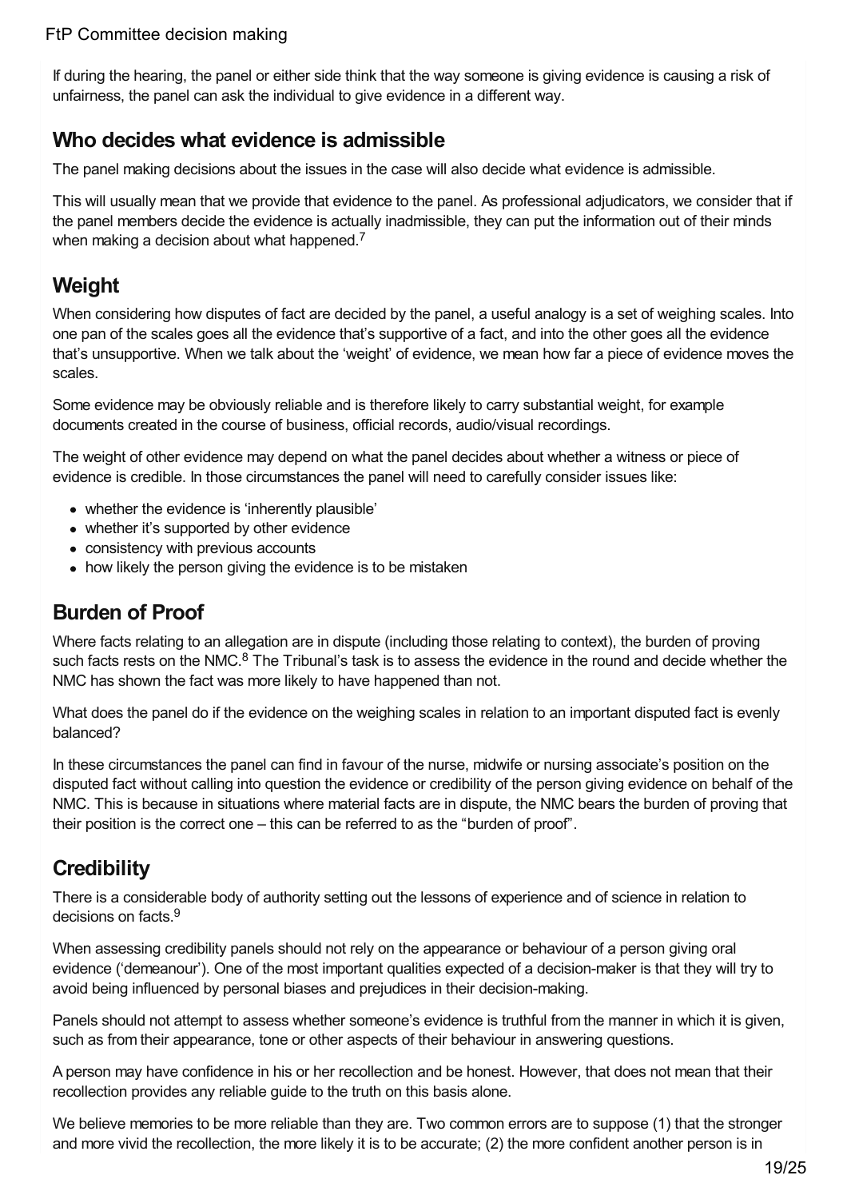If during the hearing, the panel or either side think that the way someone is giving evidence is causing a risk of unfairness, the panel can ask the individual to give evidence in a different way.

## Who decides what evidence is admissible

The panel making decisions about the issues in the case will also decide what evidence is admissible.

This will usually mean that we provide that evidence to the panel. As professional adjudicators, we consider that if the panel members decide the evidence is actually inadmissible, they can put the information out of their minds when making a decision about what happened.[7]

## Weight

When considering how disputes of fact are decided by the panel, a useful analogy is a set of weighing scales. Into one pan of the scales goes all the evidence that's supportive of a fact, and into the other goes all the evidence that's unsupportive. When we talk about the 'weight' of evidence, we mean how far a piece of evidence moves the scales.

Some evidence may be obviously reliable and is therefore likely to carry substantial weight, for example documents created in the course of business, official records, audio/visual recordings.

The weight of other evidence may depend on what the panel decides about whether a witness or piece of evidence is credible. In those circumstances the panel will need to carefully consider issues like:

- whether the evidence is 'inherently plausible'
- whether it's supported by other evidence
- consistency with previous accounts
- how likely the person giving the evidence is to be mistaken

## Burden of Proof

Where facts relating to an allegation are in dispute (including those relating to context), the burden of proving such facts rests on the NMC.[8] The Tribunal's task is to assess the evidence in the round and decide whether the NMC has shown the fact was more likely to have happened than not.

What does the panel do if the evidence on the weighing scales in relation to an important disputed fact is evenly balanced?

In these circumstances the panel can find in favour of the nurse, midwife or nursing associate's position on the disputed fact without calling into question the evidence or credibility of the person giving evidence on behalf of the NMC. This is because in situations where material facts are in dispute, the NMC bears the burden of proving that their position is the correct one – this can be referred to as the "burden of proof".

## Credibility

There is a considerable body of authority setting out the lessons of experience and of science in relation to decisions on facts.[9]

When assessing credibility panels should not rely on the appearance or behaviour of a person giving oral evidence ('demeanour'). One of the most important qualities expected of a decision-maker is that they will try to avoid being influenced by personal biases and prejudices in their decision-making.

Panels should not attempt to assess whether someone's evidence is truthful from the manner in which it is given, such as from their appearance, tone or other aspects of their behaviour in answering questions.

A person may have confidence in his or her recollection and be honest. However, that does not mean that their recollection provides any reliable guide to the truth on this basis alone.

We believe memories to be more reliable than they are. Two common errors are to suppose (1) that the stronger and more vivid the recollection, the more likely it is to be accurate; (2) the more confident another person is in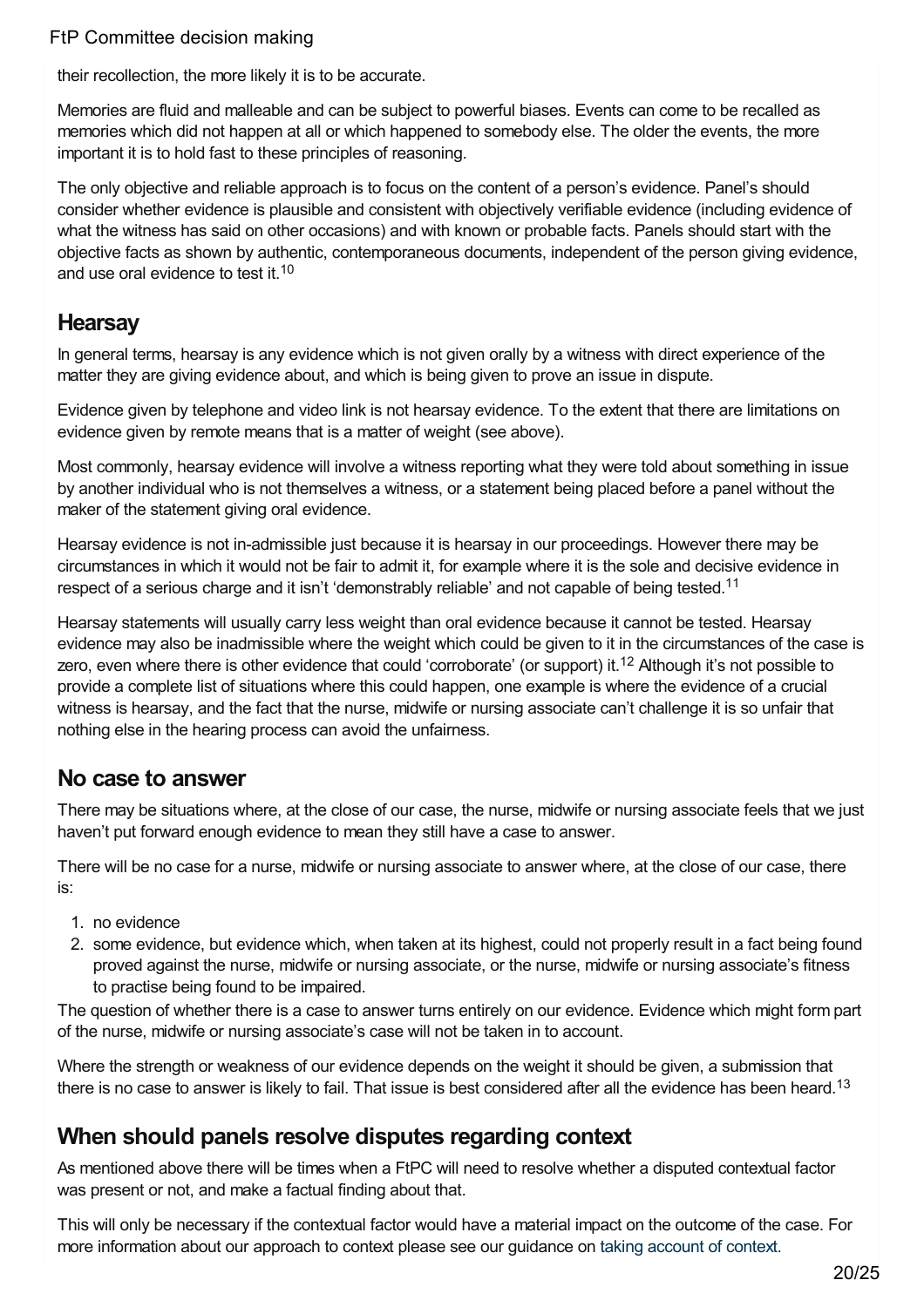their recollection, the more likely it is to be accurate.

Memories are fluid and malleable and can be subject to powerful biases. Events can come to be recalled as memories which did not happen at all or which happened to somebody else. The older the events, the more important it is to hold fast to these principles of reasoning.

The only objective and reliable approach is to focus on the content of a person's evidence. Panel's should consider whether evidence is plausible and consistent with objectively verifiable evidence (including evidence of what the witness has said on other occasions) and with known or probable facts. Panels should start with the objective facts as shown by authentic, contemporaneous documents, independent of the person giving evidence, and use oral evidence to test it.[10]

## Hearsay

In general terms, hearsay is any evidence which is not given orally by a witness with direct experience of the matter they are giving evidence about, and which is being given to prove an issue in dispute.

Evidence given by telephone and video link is not hearsay evidence. To the extent that there are limitations on evidence given by remote means that is a matter of weight (see above).

Most commonly, hearsay evidence will involve a witness reporting what they were told about something in issue by another individual who is not themselves a witness, or a statement being placed before a panel without the maker of the statement giving oral evidence.

Hearsay evidence is not in-admissible just because it is hearsay in our proceedings. However there may be circumstances in which it would not be fair to admit it, for example where it is the sole and decisive evidence in respect of a serious charge and it isn't 'demonstrably reliable' and not capable of being tested.[11]

Hearsay statements will usually carry less weight than oral evidence because it cannot be tested. Hearsay evidence may also be inadmissible where the weight which could be given to it in the circumstances of the case is zero, even where there is other evidence that could 'corroborate' (or support) it.[12] Although it's not possible to provide a complete list of situations where this could happen, one example is where the evidence of a crucial witness is hearsay, and the fact that the nurse, midwife or nursing associate can't challenge it is so unfair that nothing else in the hearing process can avoid the unfairness.

## No case to answer

There may be situations where, at the close of our case, the nurse, midwife or nursing associate feels that we just haven't put forward enough evidence to mean they still have a case to answer.

There will be no case for a nurse, midwife or nursing associate to answer where, at the close of our case, there is:

1. no evidence
2. some evidence, but evidence which, when taken at its highest, could not properly result in a fact being found proved against the nurse, midwife or nursing associate, or the nurse, midwife or nursing associate's fitness to practise being found to be impaired.

The question of whether there is a case to answer turns entirely on our evidence. Evidence which might form part of the nurse, midwife or nursing associate's case will not be taken in to account.

Where the strength or weakness of our evidence depends on the weight it should be given, a submission that there is no case to answer is likely to fail. That issue is best considered after all the evidence has been heard.[13]

## When should panels resolve disputes regarding context

As mentioned above there will be times when a FtPC will need to resolve whether a disputed contextual factor was present or not, and make a factual finding about that.

This will only be necessary if the contextual factor would have a material impact on the outcome of the case. For more information about our approach to context please see our guidance on taking account of context.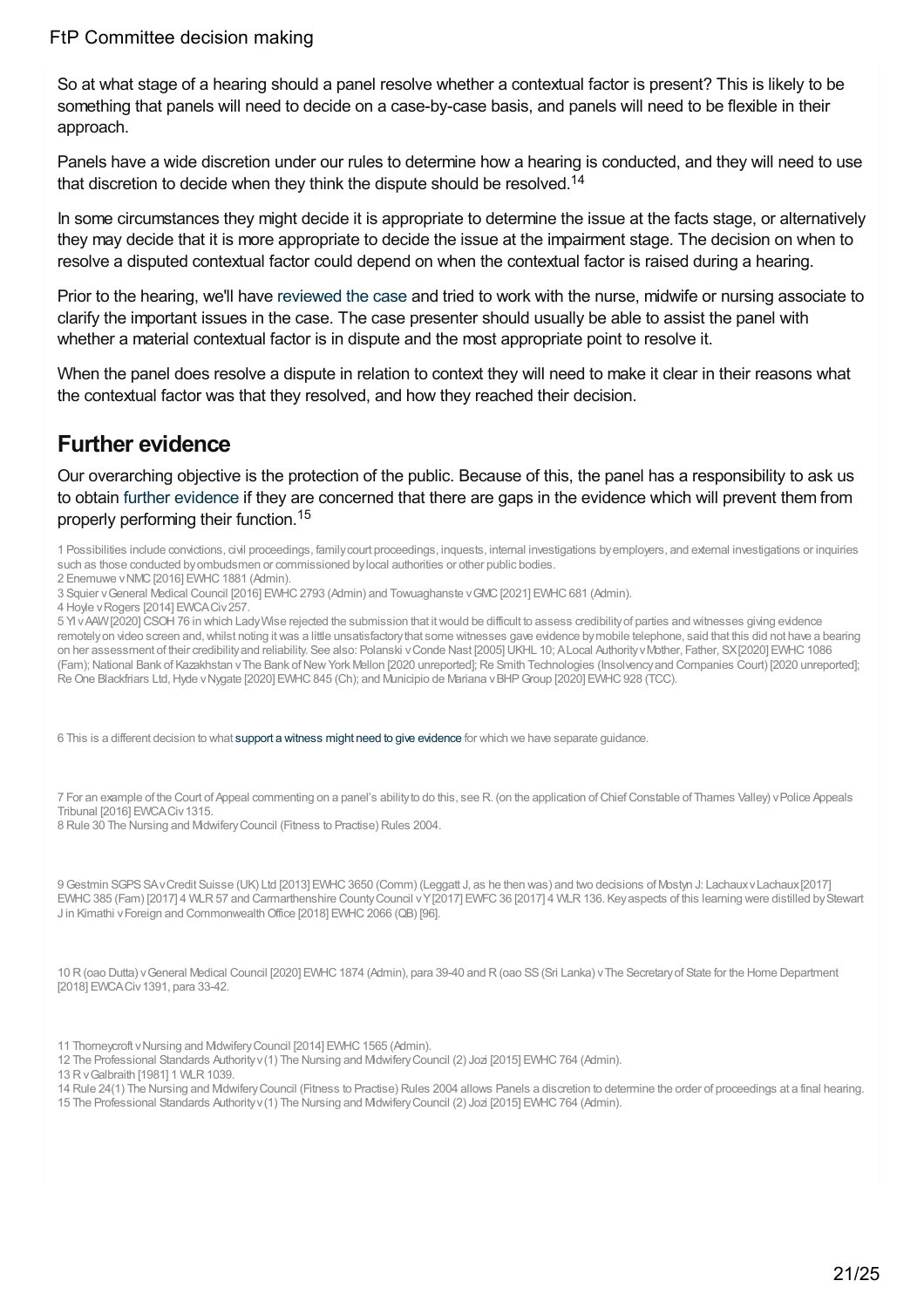So at what stage of a hearing should a panel resolve whether a contextual factor is present? This is likely to be something that panels will need to decide on a case-by-case basis, and panels will need to be flexible in their approach.

Panels have a wide discretion under our rules to determine how a hearing is conducted, and they will need to use that discretion to decide when they think the dispute should be resolved.[14]

In some circumstances they might decide it is appropriate to determine the issue at the facts stage, or alternatively they may decide that it is more appropriate to decide the issue at the impairment stage. The decision on when to resolve a disputed contextual factor could depend on when the contextual factor is raised during a hearing.

Prior to the hearing, we'll have reviewed the case and tried to work with the nurse, midwife or nursing associate to clarify the important issues in the case. The case presenter should usually be able to assist the panel with whether a material contextual factor is in dispute and the most appropriate point to resolve it.

When the panel does resolve a dispute in relation to context they will need to make it clear in their reasons what the contextual factor was that they resolved, and how they reached their decision.

## Further evidence

Our overarching objective is the protection of the public. Because of this, the panel has a responsibility to ask us to obtain further evidence if they are concerned that there are gaps in the evidence which will prevent them from properly performing their function.[15]

1 Possibilities include convictions, civil proceedings, family court proceedings, inquests, internal investigations by employers, and external investigations or inquiries such as those conducted by ombudsmen or commissioned by local authorities or other public bodies.

2 Enemuwe v NMC [2016] EWHC 1881 (Admin).

3 Squier v General Medical Council [2016] EWHC 2793 (Admin) and Towuaghanste v GMC [2021] EWHC 681 (Admin).

4 Hoyle v Rogers [2014] EWCA Civ 257.

5 YI v AAW [2020] CSOH 76 in which Lady Wise rejected the submission that it would be difficult to assess credibility of parties and witnesses giving evidence remotely on video screen and, whilst noting it was a little unsatisfactory that some witnesses gave evidence by mobile telephone, said that this did not have a bearing on her assessment of their credibility and reliability. See also: Polanski v Conde Nast [2005] UKHL 10; A Local Authority v Mother, Father, SX [2020] EWHC 1086 (Fam); National Bank of Kazakhstan v The Bank of New York Mellon [2020 unreported]; Re Smith Technologies (Insolvency and Companies Court) [2020 unreported]; Re One Blackfriars Ltd, Hyde v Nygate [2020] EWHC 845 (Ch); and Municipio de Mariana v BHP Group [2020] EWHC 928 (TCC).

6 This is a different decision to what support a witness might need to give evidence for which we have separate guidance.

7 For an example of the Court of Appeal commenting on a panel's ability to do this, see R. (on the application of Chief Constable of Thames Valley) v Police Appeals Tribunal [2016] EWCA Civ 1315.

8 Rule 30 The Nursing and Midwifery Council (Fitness to Practise) Rules 2004.

9 Gestmin SGPS SA v Credit Suisse (UK) Ltd [2013] EWHC 3650 (Comm) (Leggatt J, as he then was) and two decisions of Mostyn J: Lachaux v Lachaux [2017] EWHC 385 (Fam) [2017] 4 WLR 57 and Carmarthenshire County Council v Y [2017] EWFC 36 [2017] 4 WLR 136. Key aspects of this learning were distilled by Stewart J in Kimathi v Foreign and Commonwealth Office [2018] EWHC 2066 (QB) [96].

10 R (oao Dutta) v General Medical Council [2020] EWHC 1874 (Admin), para 39-40 and R (oao SS (Sri Lanka) v The Secretary of State for the Home Department [2018] EWCA Civ 1391, para 33-42.

11 Thorneycroft v Nursing and Midwifery Council [2014] EWHC 1565 (Admin).

12 The Professional Standards Authority v (1) The Nursing and Midwifery Council (2) Jozi [2015] EWHC 764 (Admin).

13 R v Galbraith [1981] 1 WLR 1039.

14 Rule 24(1) The Nursing and Midwifery Council (Fitness to Practise) Rules 2004 allows Panels a discretion to determine the order of proceedings at a final hearing.

15 The Professional Standards Authority v (1) The Nursing and Midwifery Council (2) Jozi [2015] EWHC 764 (Admin).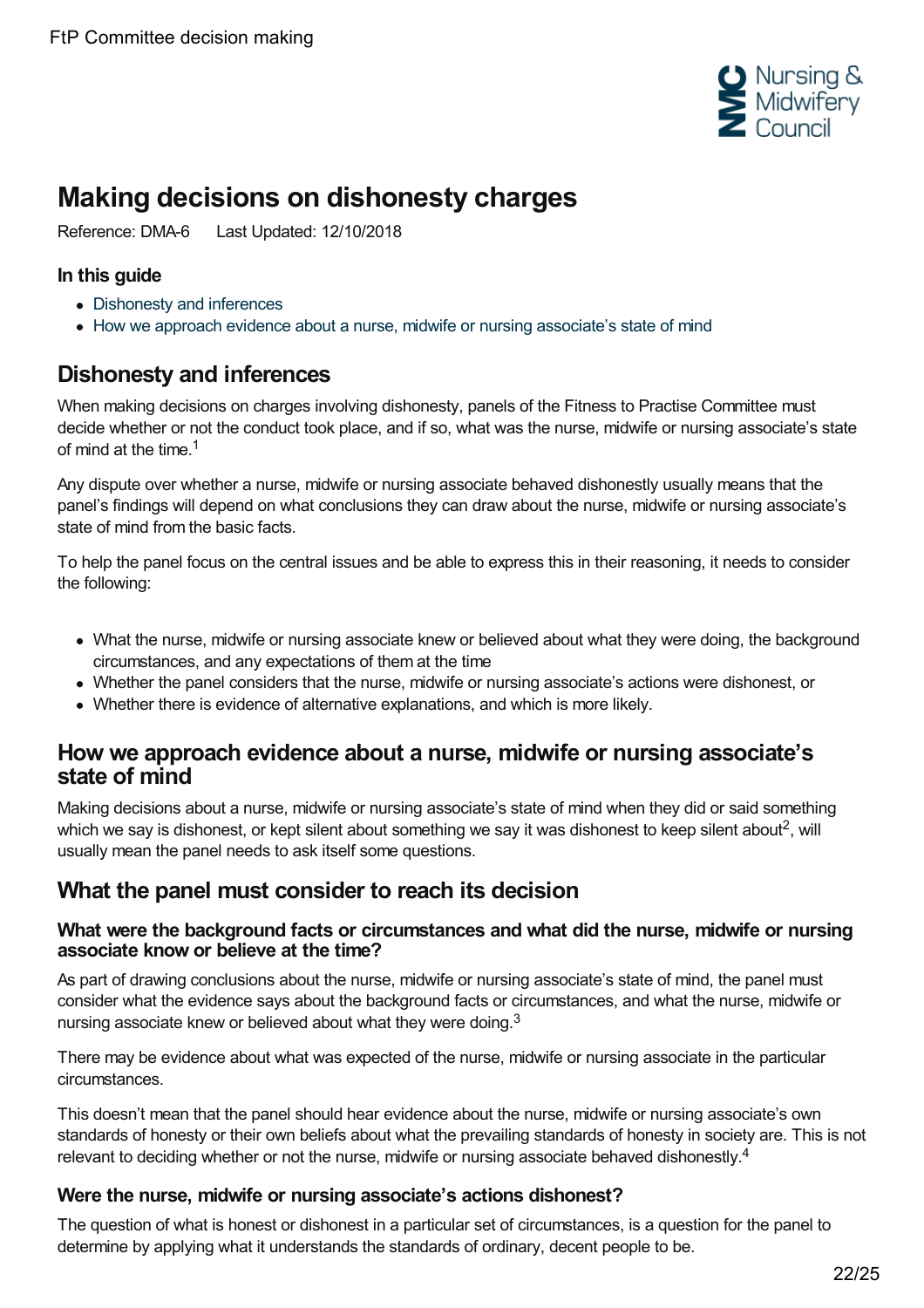# Making decisions on dishonesty charges

Reference: DMA-6 Last Updated: 12/10/2018

### In this guide

- Dishonesty and inferences
- How we approach evidence about a nurse, midwife or nursing associate's state of mind

## Dishonesty and inferences

When making decisions on charges involving dishonesty, panels of the Fitness to Practise Committee must decide whether or not the conduct took place, and if so, what was the nurse, midwife or nursing associate's state of mind at the time.[1]

Any dispute over whether a nurse, midwife or nursing associate behaved dishonestly usually means that the panel's findings will depend on what conclusions they can draw about the nurse, midwife or nursing associate's state of mind from the basic facts.

To help the panel focus on the central issues and be able to express this in their reasoning, it needs to consider the following:

- What the nurse, midwife or nursing associate knew or believed about what they were doing, the background circumstances, and any expectations of them at the time
- Whether the panel considers that the nurse, midwife or nursing associate's actions were dishonest, or
- Whether there is evidence of alternative explanations, and which is more likely.

## How we approach evidence about a nurse, midwife or nursing associate's state of mind

Making decisions about a nurse, midwife or nursing associate's state of mind when they did or said something which we say is dishonest, or kept silent about something we say it was dishonest to keep silent about[2], will usually mean the panel needs to ask itself some questions.

## What the panel must consider to reach its decision

### What were the background facts or circumstances and what did the nurse, midwife or nursing associate know or believe at the time?

As part of drawing conclusions about the nurse, midwife or nursing associate's state of mind, the panel must consider what the evidence says about the background facts or circumstances, and what the nurse, midwife or nursing associate knew or believed about what they were doing.[3]

There may be evidence about what was expected of the nurse, midwife or nursing associate in the particular circumstances.

This doesn't mean that the panel should hear evidence about the nurse, midwife or nursing associate's own standards of honesty or their own beliefs about what the prevailing standards of honesty in society are. This is not relevant to deciding whether or not the nurse, midwife or nursing associate behaved dishonestly.[4]

### Were the nurse, midwife or nursing associate's actions dishonest?

The question of what is honest or dishonest in a particular set of circumstances, is a question for the panel to determine by applying what it understands the standards of ordinary, decent people to be.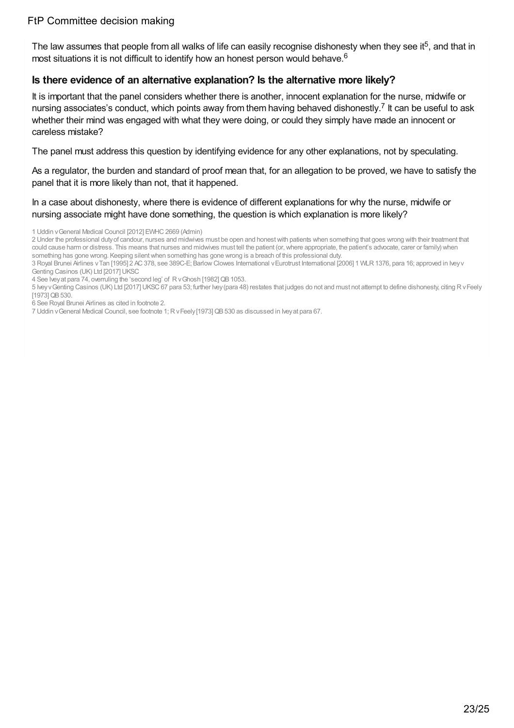The law assumes that people from all walks of life can easily recognise dishonesty when they see it[5], and that in most situations it is not difficult to identify how an honest person would behave.[6]

### Is there evidence of an alternative explanation? Is the alternative more likely?

It is important that the panel considers whether there is another, innocent explanation for the nurse, midwife or nursing associates's conduct, which points away from them having behaved dishonestly.[7] It can be useful to ask whether their mind was engaged with what they were doing, or could they simply have made an innocent or careless mistake?

The panel must address this question by identifying evidence for any other explanations, not by speculating.

As a regulator, the burden and standard of proof mean that, for an allegation to be proved, we have to satisfy the panel that it is more likely than not, that it happened.

In a case about dishonesty, where there is evidence of different explanations for why the nurse, midwife or nursing associate might have done something, the question is which explanation is more likely?

1 Uddin v General Medical Council [2012] EWHC 2669 (Admin)

2 Under the professional duty of candour, nurses and midwives must be open and honest with patients when something that goes wrong with their treatment that could cause harm or distress. This means that nurses and midwives must tell the patient (or, where appropriate, the patient's advocate, carer or family) when something has gone wrong. Keeping silent when something has gone wrong is a breach of this professional duty.

3 Royal Brunei Airlines v Tan [1995] 2 AC 378, see 389C-E; Barlow Clowes International v Eurotrust International [2006] 1 WLR 1376, para 16; approved in Ivey v Genting Casinos (UK) Ltd [2017] UKSC

4 See Ivey at para 74, overruling the 'second leg' of R v Ghosh [1982] QB 1053.

5 Ivey v Genting Casinos (UK) Ltd [2017] UKSC 67 para 53; further Ivey (para 48) restates that judges do not and must not attempt to define dishonesty, citing R v Feely [1973] QB 530.

6 See Royal Brunei Airlines as cited in footnote 2.

7 Uddin v General Medical Council, see footnote 1; R v Feely [1973] QB 530 as discussed in Ivey at para 67.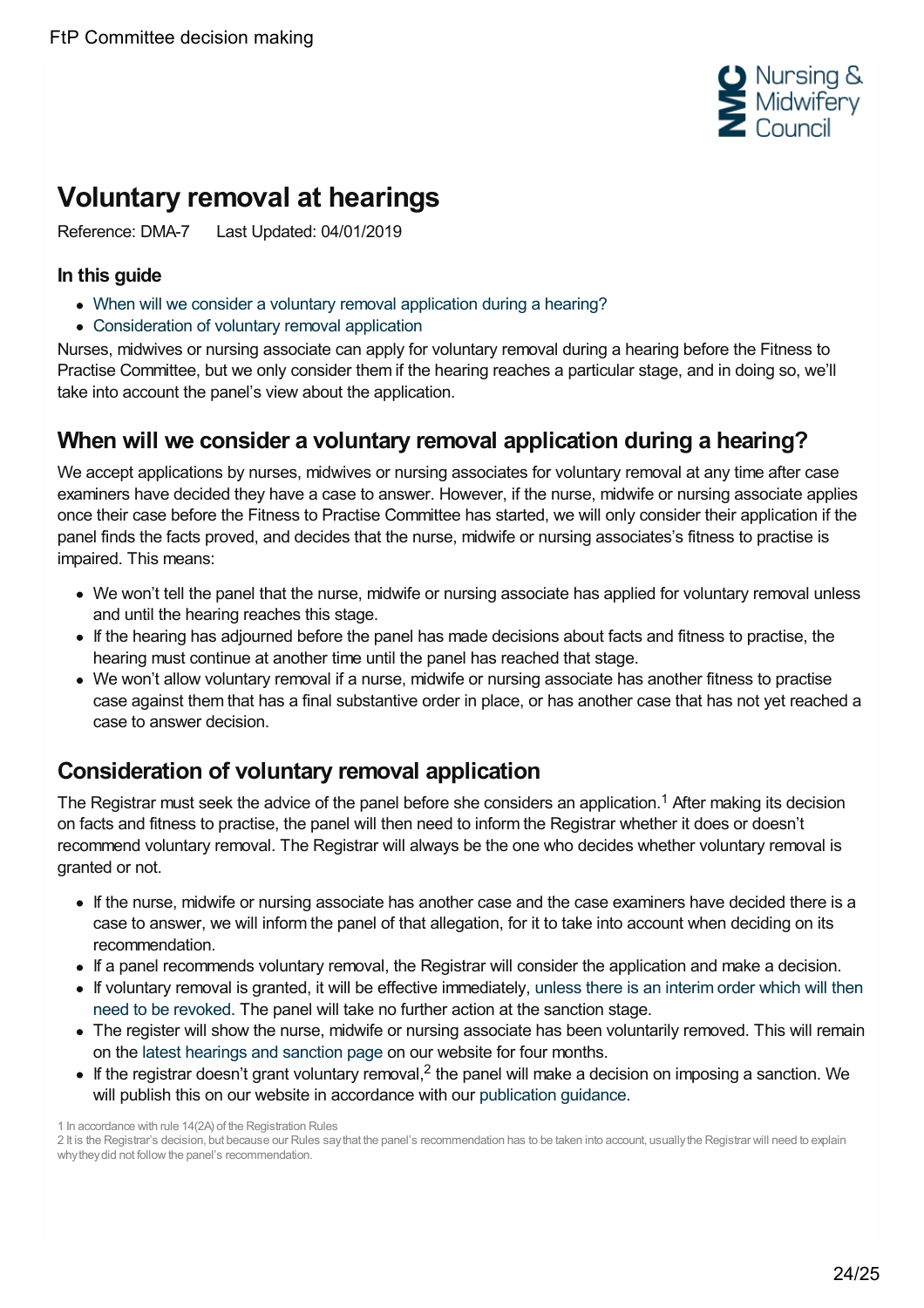# Voluntary removal at hearings

Reference: DMA-7 Last Updated: 04/01/2019

### In this guide

- When will we consider a voluntary removal application during a hearing?
- Consideration of voluntary removal application

Nurses, midwives or nursing associate can apply for voluntary removal during a hearing before the Fitness to Practise Committee, but we only consider them if the hearing reaches a particular stage, and in doing so, we'll take into account the panel's view about the application.

## When will we consider a voluntary removal application during a hearing?

We accept applications by nurses, midwives or nursing associates for voluntary removal at any time after case examiners have decided they have a case to answer. However, if the nurse, midwife or nursing associate applies once their case before the Fitness to Practise Committee has started, we will only consider their application if the panel finds the facts proved, and decides that the nurse, midwife or nursing associates's fitness to practise is impaired. This means:

- We won't tell the panel that the nurse, midwife or nursing associate has applied for voluntary removal unless and until the hearing reaches this stage.
- If the hearing has adjourned before the panel has made decisions about facts and fitness to practise, the hearing must continue at another time until the panel has reached that stage.
- We won't allow voluntary removal if a nurse, midwife or nursing associate has another fitness to practise case against them that has a final substantive order in place, or has another case that has not yet reached a case to answer decision.

## Consideration of voluntary removal application

The Registrar must seek the advice of the panel before she considers an application.[1] After making its decision on facts and fitness to practise, the panel will then need to inform the Registrar whether it does or doesn't recommend voluntary removal. The Registrar will always be the one who decides whether voluntary removal is granted or not.

- If the nurse, midwife or nursing associate has another case and the case examiners have decided there is a case to answer, we will inform the panel of that allegation, for it to take into account when deciding on its recommendation.
- If a panel recommends voluntary removal, the Registrar will consider the application and make a decision.
- If voluntary removal is granted, it will be effective immediately, unless there is an interim order which will then need to be revoked. The panel will take no further action at the sanction stage.
- The register will show the nurse, midwife or nursing associate has been voluntarily removed. This will remain on the latest hearings and sanction page on our website for four months.
- If the registrar doesn't grant voluntary removal,[2] the panel will make a decision on imposing a sanction. We will publish this on our website in accordance with our publication guidance.

1 In accordance with rule 14(2A) of the Registration Rules

2 It is the Registrar's decision, but because our Rules say that the panel's recommendation has to be taken into account, usually the Registrar will need to explain why they did not follow the panel's recommendation.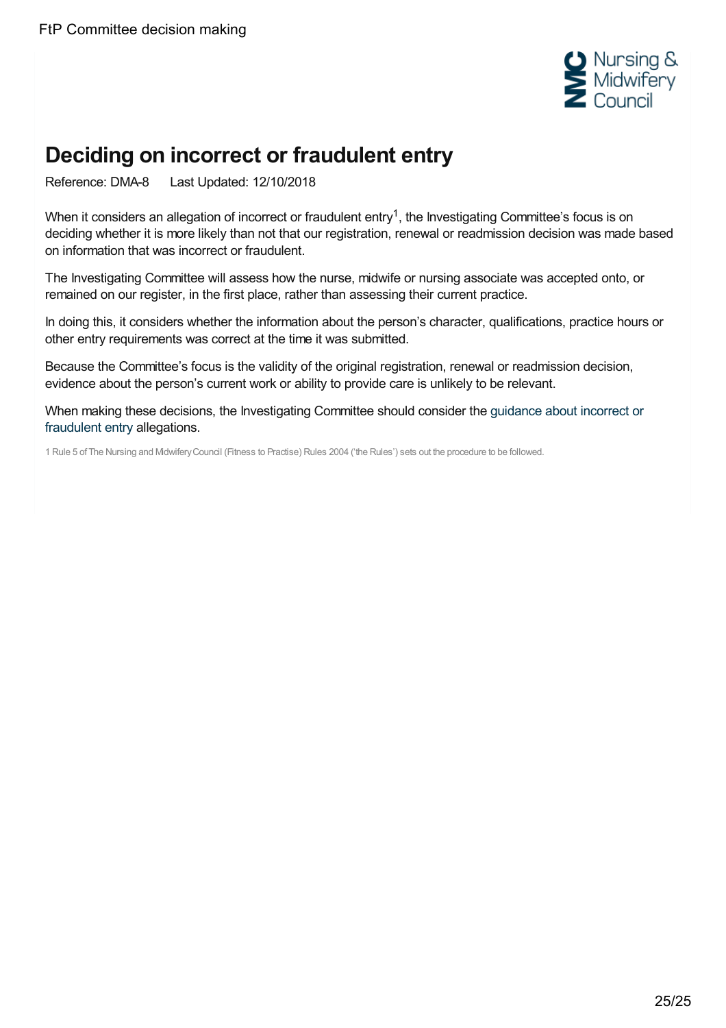# Deciding on incorrect or fraudulent entry

Reference: DMA-8 Last Updated: 12/10/2018

When it considers an allegation of incorrect or fraudulent entry[1], the Investigating Committee's focus is on deciding whether it is more likely than not that our registration, renewal or readmission decision was made based on information that was incorrect or fraudulent.

The Investigating Committee will assess how the nurse, midwife or nursing associate was accepted onto, or remained on our register, in the first place, rather than assessing their current practice.

In doing this, it considers whether the information about the person's character, qualifications, practice hours or other entry requirements was correct at the time it was submitted.

Because the Committee's focus is the validity of the original registration, renewal or readmission decision, evidence about the person's current work or ability to provide care is unlikely to be relevant.

When making these decisions, the Investigating Committee should consider the guidance about incorrect or fraudulent entry allegations.

1 Rule 5 of The Nursing and Midwifery Council (Fitness to Practise) Rules 2004 ('the Rules') sets out the procedure to be followed.